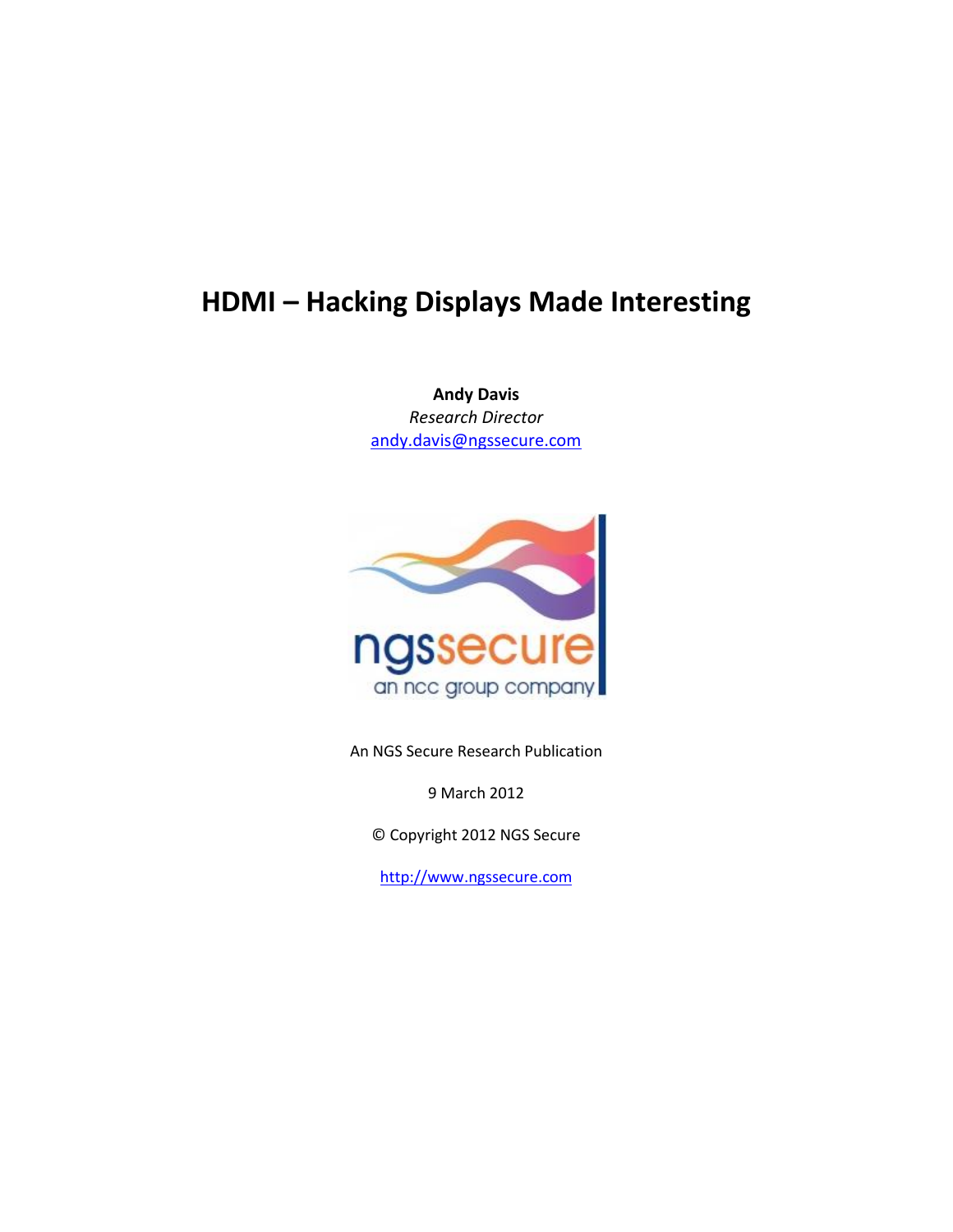# HDMI – Hacking Displays Made Interesting

**Andy Davis**
*Research Director*
andy.davis@ngssecure.com

An NGS Secure Research Publication

9 March 2012

© Copyright 2012 NGS Secure

http://www.ngssecure.com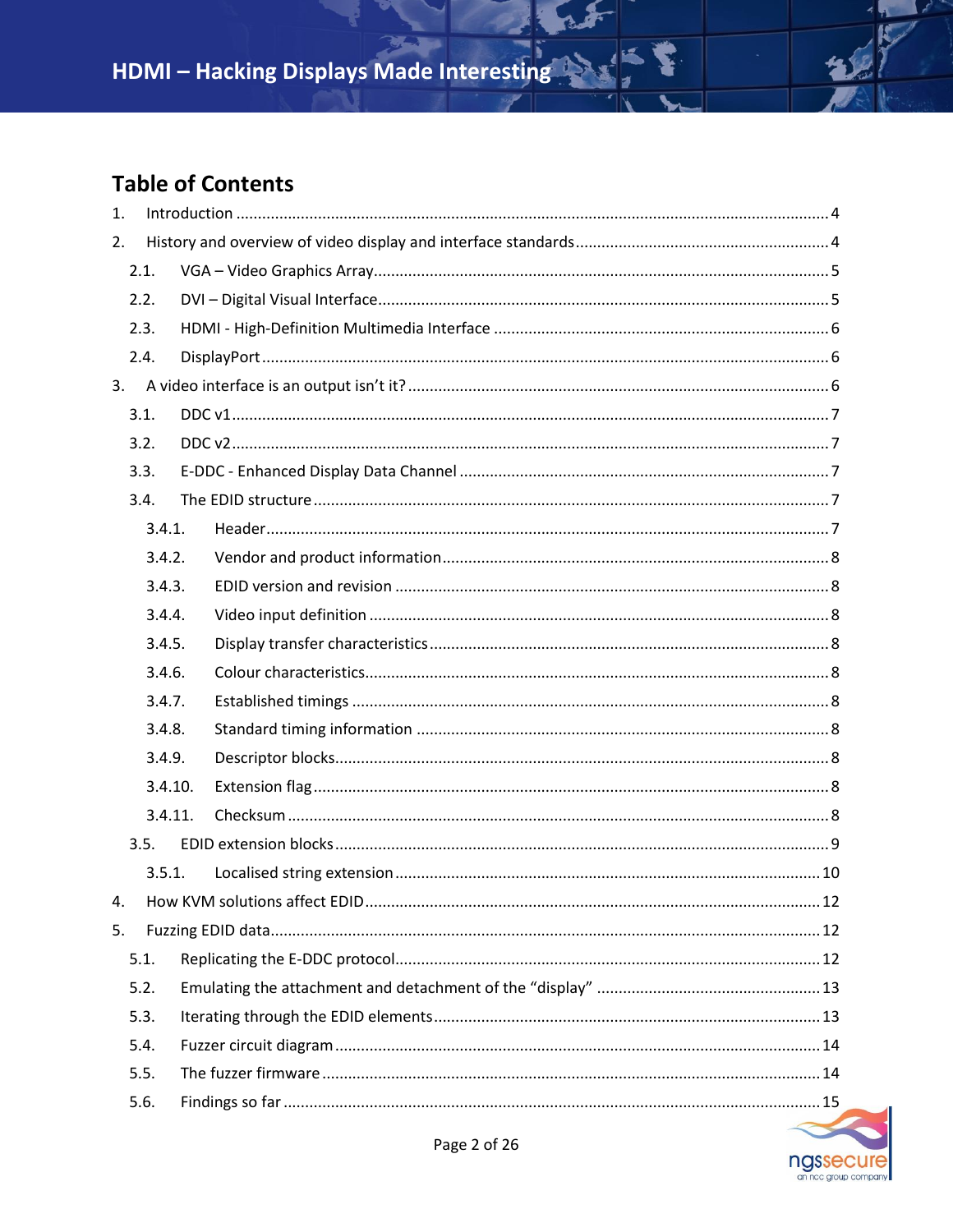## Table of Contents

1. Introduction ........................................................................................................................................ 4
2. History and overview of video display and interface standards .......................................................... 4
   - 2.1. VGA – Video Graphics Array ......................................................................................................... 5
   - 2.2. DVI – Digital Visual Interface ........................................................................................................ 5
   - 2.3. HDMI - High-Definition Multimedia Interface ............................................................................. 6
   - 2.4. DisplayPort .................................................................................................................................. 6
3. A video interface is an output isn't it? ................................................................................................. 6
   - 3.1. DDC v1 ......................................................................................................................................... 7
   - 3.2. DDC v2 ......................................................................................................................................... 7
   - 3.3. E-DDC - Enhanced Display Data Channel ..................................................................................... 7
   - 3.4. The EDID structure ...................................................................................................................... 7
     - 3.4.1. Header ................................................................................................................................. 7
     - 3.4.2. Vendor and product information ......................................................................................... 8
     - 3.4.3. EDID version and revision .................................................................................................... 8
     - 3.4.4. Video input definition .......................................................................................................... 8
     - 3.4.5. Display transfer characteristics ............................................................................................ 8
     - 3.4.6. Colour characteristics ........................................................................................................... 8
     - 3.4.7. Established timings ............................................................................................................. 8
     - 3.4.8. Standard timing information ............................................................................................... 8
     - 3.4.9. Descriptor blocks ................................................................................................................. 8
     - 3.4.10. Extension flag ....................................................................................................................... 8
     - 3.4.11. Checksum ............................................................................................................................ 8
   - 3.5. EDID extension blocks .................................................................................................................. 9
     - 3.5.1. Localised string extension .................................................................................................. 10
4. How KVM solutions affect EDID ......................................................................................................... 12
5. Fuzzing EDID data .............................................................................................................................. 12
   - 5.1. Replicating the E-DDC protocol .................................................................................................. 12
   - 5.2. Emulating the attachment and detachment of the "display" .................................................... 13
   - 5.3. Iterating through the EDID elements ......................................................................................... 13
   - 5.4. Fuzzer circuit diagram ................................................................................................................ 14
   - 5.5. The fuzzer firmware ................................................................................................................... 14
   - 5.6. Findings so far ........................................................................................................................... 15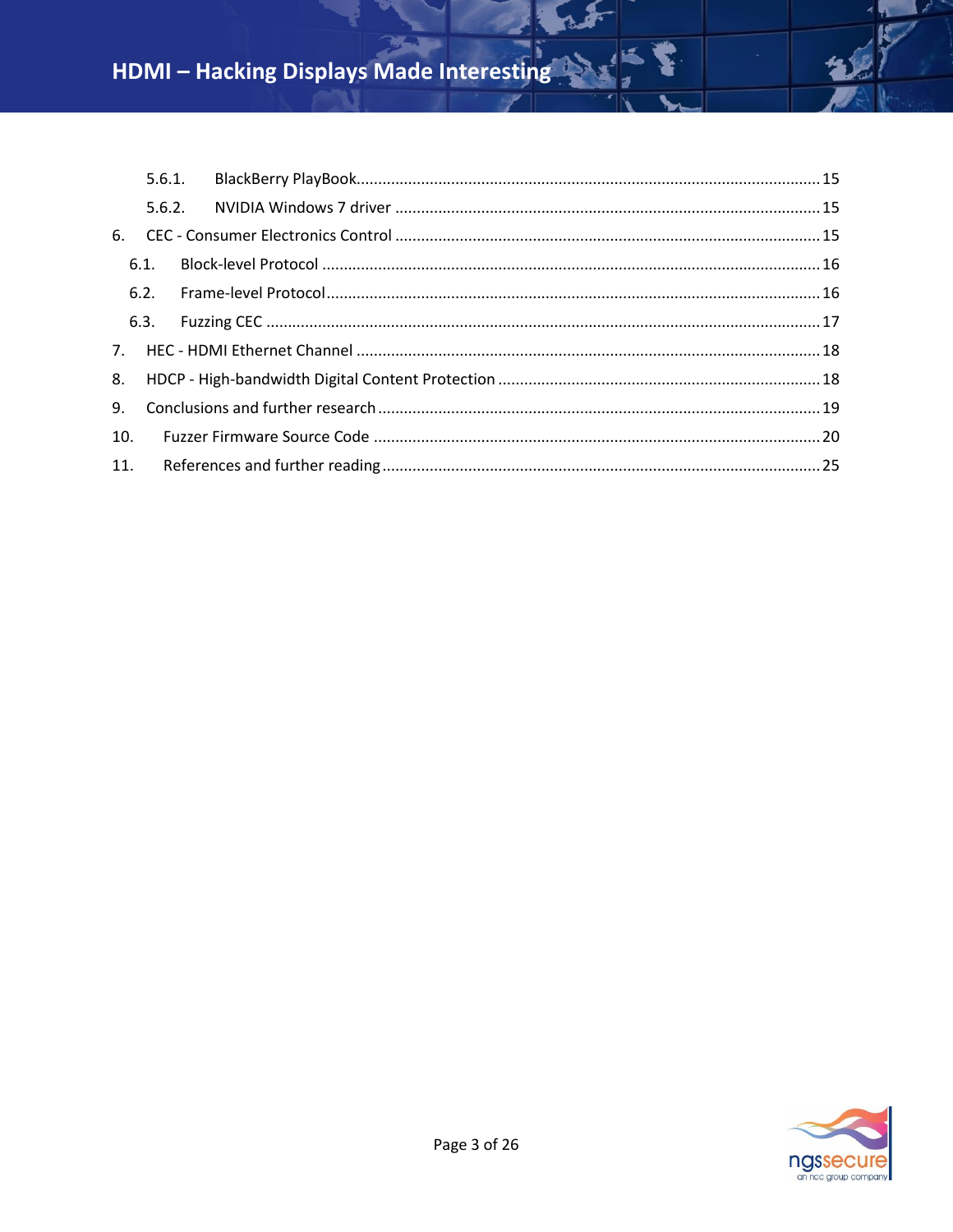- 5.6.1. BlackBerry PlayBook ........ 15
- 5.6.2. NVIDIA Windows 7 driver ........ 15
- 6. CEC - Consumer Electronics Control ........ 15
  - 6.1. Block-level Protocol ........ 16
  - 6.2. Frame-level Protocol ........ 16
  - 6.3. Fuzzing CEC ........ 17
- 7. HEC - HDMI Ethernet Channel ........ 18
- 8. HDCP - High-bandwidth Digital Content Protection ........ 18
- 9. Conclusions and further research ........ 19
- 10. Fuzzer Firmware Source Code ........ 20
- 11. References and further reading ........ 25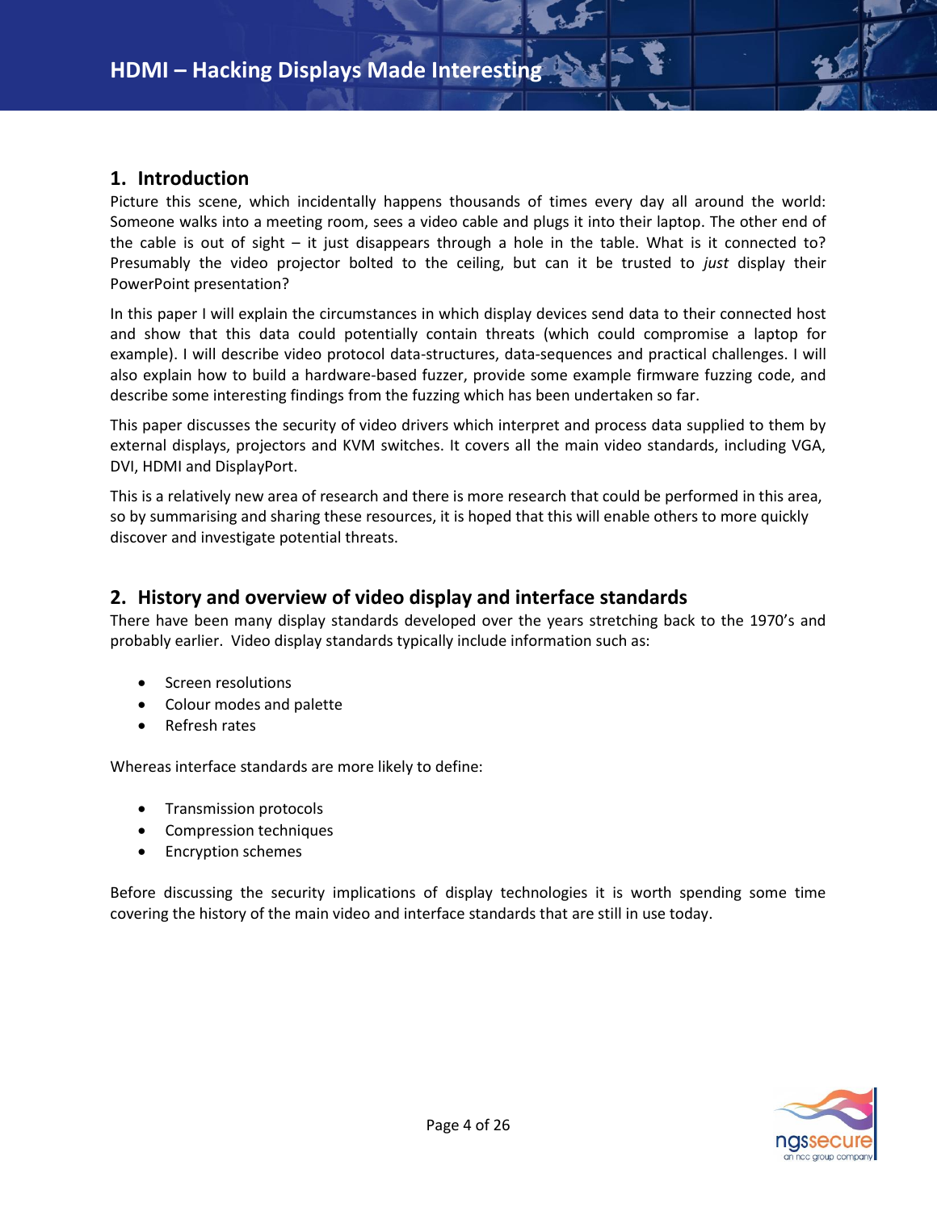## 1. Introduction

Picture this scene, which incidentally happens thousands of times every day all around the world: Someone walks into a meeting room, sees a video cable and plugs it into their laptop. The other end of the cable is out of sight – it just disappears through a hole in the table. What is it connected to? Presumably the video projector bolted to the ceiling, but can it be trusted to *just* display their PowerPoint presentation?

In this paper I will explain the circumstances in which display devices send data to their connected host and show that this data could potentially contain threats (which could compromise a laptop for example). I will describe video protocol data-structures, data-sequences and practical challenges. I will also explain how to build a hardware-based fuzzer, provide some example firmware fuzzing code, and describe some interesting findings from the fuzzing which has been undertaken so far.

This paper discusses the security of video drivers which interpret and process data supplied to them by external displays, projectors and KVM switches. It covers all the main video standards, including VGA, DVI, HDMI and DisplayPort.

This is a relatively new area of research and there is more research that could be performed in this area, so by summarising and sharing these resources, it is hoped that this will enable others to more quickly discover and investigate potential threats.

## 2. History and overview of video display and interface standards

There have been many display standards developed over the years stretching back to the 1970's and probably earlier. Video display standards typically include information such as:

- Screen resolutions
- Colour modes and palette
- Refresh rates

Whereas interface standards are more likely to define:

- Transmission protocols
- Compression techniques
- Encryption schemes

Before discussing the security implications of display technologies it is worth spending some time covering the history of the main video and interface standards that are still in use today.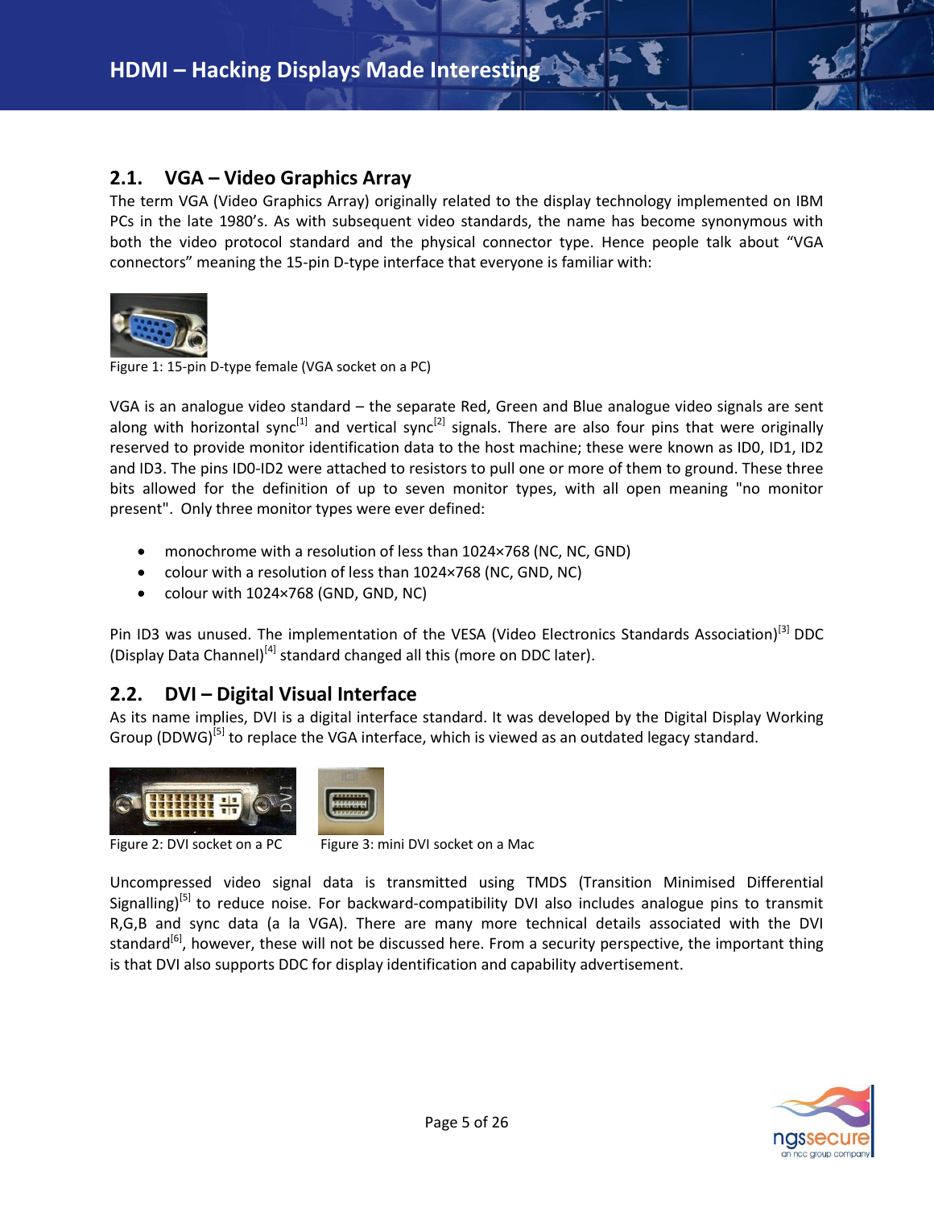## 2.1. VGA – Video Graphics Array

The term VGA (Video Graphics Array) originally related to the display technology implemented on IBM PCs in the late 1980's. As with subsequent video standards, the name has become synonymous with both the video protocol standard and the physical connector type. Hence people talk about "VGA connectors" meaning the 15-pin D-type interface that everyone is familiar with:

Figure 1: 15-pin D-type female (VGA socket on a PC)

VGA is an analogue video standard – the separate Red, Green and Blue analogue video signals are sent along with horizontal sync[1] and vertical sync[2] signals. There are also four pins that were originally reserved to provide monitor identification data to the host machine; these were known as ID0, ID1, ID2 and ID3. The pins ID0-ID2 were attached to resistors to pull one or more of them to ground. These three bits allowed for the definition of up to seven monitor types, with all open meaning "no monitor present". Only three monitor types were ever defined:

- monochrome with a resolution of less than 1024×768 (NC, NC, GND)
- colour with a resolution of less than 1024×768 (NC, GND, NC)
- colour with 1024×768 (GND, GND, NC)

Pin ID3 was unused. The implementation of the VESA (Video Electronics Standards Association)[3] DDC (Display Data Channel)[4] standard changed all this (more on DDC later).

## 2.2. DVI – Digital Visual Interface

As its name implies, DVI is a digital interface standard. It was developed by the Digital Display Working Group (DDWG)[5] to replace the VGA interface, which is viewed as an outdated legacy standard.

Figure 2: DVI socket on a PC

Figure 3: mini DVI socket on a Mac

Uncompressed video signal data is transmitted using TMDS (Transition Minimised Differential Signalling)[5] to reduce noise. For backward-compatibility DVI also includes analogue pins to transmit R,G,B and sync data (a la VGA). There are many more technical details associated with the DVI standard[6], however, these will not be discussed here. From a security perspective, the important thing is that DVI also supports DDC for display identification and capability advertisement.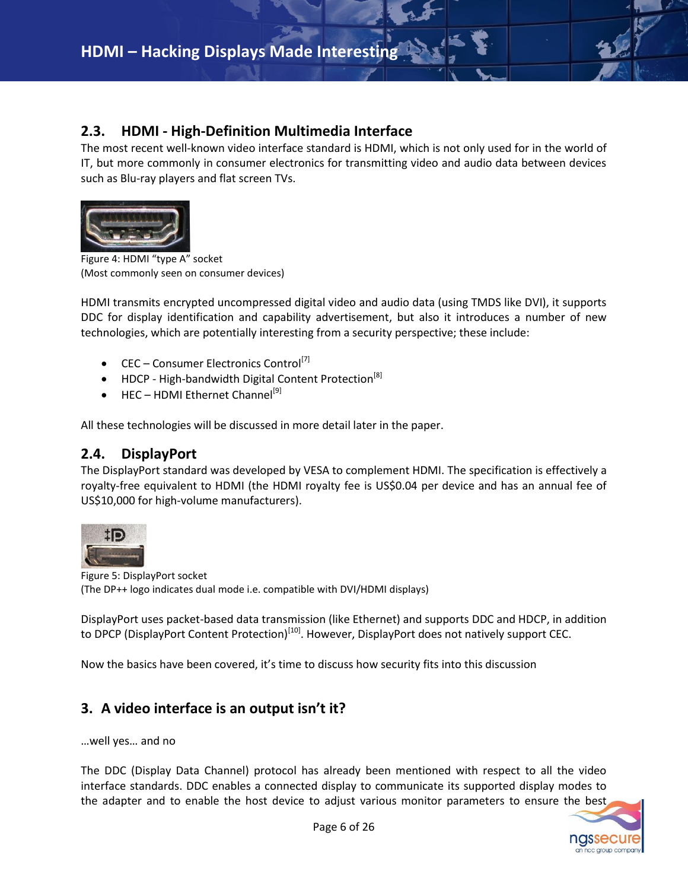## 2.3. HDMI - High-Definition Multimedia Interface

The most recent well-known video interface standard is HDMI, which is not only used for in the world of IT, but more commonly in consumer electronics for transmitting video and audio data between devices such as Blu-ray players and flat screen TVs.

Figure 4: HDMI "type A" socket
(Most commonly seen on consumer devices)

HDMI transmits encrypted uncompressed digital video and audio data (using TMDS like DVI), it supports DDC for display identification and capability advertisement, but also it introduces a number of new technologies, which are potentially interesting from a security perspective; these include:

- CEC – Consumer Electronics Control[7]
- HDCP - High-bandwidth Digital Content Protection[8]
- HEC – HDMI Ethernet Channel[9]

All these technologies will be discussed in more detail later in the paper.

## 2.4. DisplayPort

The DisplayPort standard was developed by VESA to complement HDMI. The specification is effectively a royalty-free equivalent to HDMI (the HDMI royalty fee is US$0.04 per device and has an annual fee of US$10,000 for high-volume manufacturers).

Figure 5: DisplayPort socket
(The DP++ logo indicates dual mode i.e. compatible with DVI/HDMI displays)

DisplayPort uses packet-based data transmission (like Ethernet) and supports DDC and HDCP, in addition to DPCP (DisplayPort Content Protection)[10]. However, DisplayPort does not natively support CEC.

Now the basics have been covered, it's time to discuss how security fits into this discussion

# 3. A video interface is an output isn't it?

…well yes… and no

The DDC (Display Data Channel) protocol has already been mentioned with respect to all the video interface standards. DDC enables a connected display to communicate its supported display modes to the adapter and to enable the host device to adjust various monitor parameters to ensure the best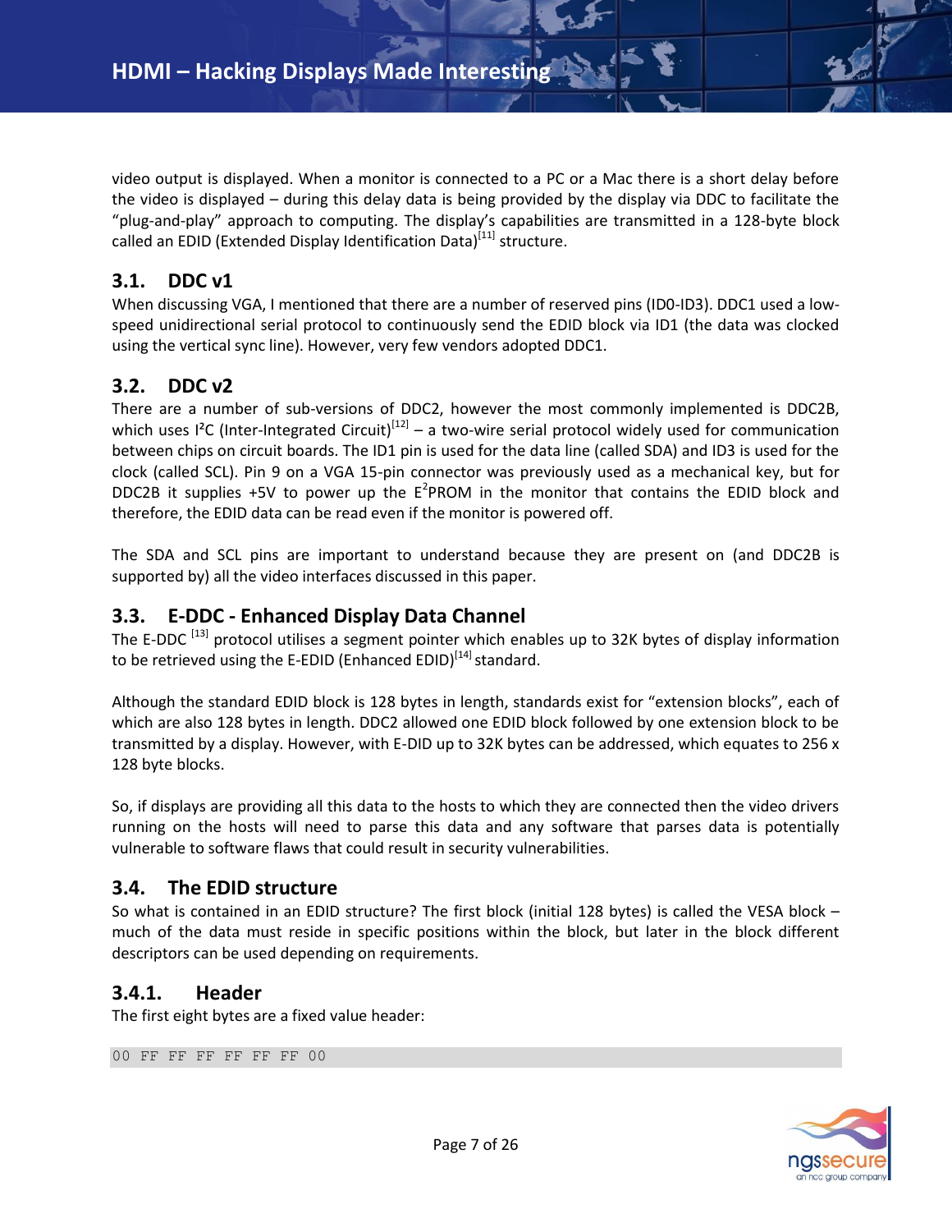video output is displayed. When a monitor is connected to a PC or a Mac there is a short delay before the video is displayed – during this delay data is being provided by the display via DDC to facilitate the "plug-and-play" approach to computing. The display's capabilities are transmitted in a 128-byte block called an EDID (Extended Display Identification Data)[11] structure.

## 3.1. DDC v1

When discussing VGA, I mentioned that there are a number of reserved pins (ID0-ID3). DDC1 used a low-speed unidirectional serial protocol to continuously send the EDID block via ID1 (the data was clocked using the vertical sync line). However, very few vendors adopted DDC1.

## 3.2. DDC v2

There are a number of sub-versions of DDC2, however the most commonly implemented is DDC2B, which uses I²C (Inter-Integrated Circuit)[12] – a two-wire serial protocol widely used for communication between chips on circuit boards. The ID1 pin is used for the data line (called SDA) and ID3 is used for the clock (called SCL). Pin 9 on a VGA 15-pin connector was previously used as a mechanical key, but for DDC2B it supplies +5V to power up the E²PROM in the monitor that contains the EDID block and therefore, the EDID data can be read even if the monitor is powered off.

The SDA and SCL pins are important to understand because they are present on (and DDC2B is supported by) all the video interfaces discussed in this paper.

## 3.3. E-DDC - Enhanced Display Data Channel

The E-DDC [13] protocol utilises a segment pointer which enables up to 32K bytes of display information to be retrieved using the E-EDID (Enhanced EDID)[14] standard.

Although the standard EDID block is 128 bytes in length, standards exist for "extension blocks", each of which are also 128 bytes in length. DDC2 allowed one EDID block followed by one extension block to be transmitted by a display. However, with E-DID up to 32K bytes can be addressed, which equates to 256 x 128 byte blocks.

So, if displays are providing all this data to the hosts to which they are connected then the video drivers running on the hosts will need to parse this data and any software that parses data is potentially vulnerable to software flaws that could result in security vulnerabilities.

## 3.4. The EDID structure

So what is contained in an EDID structure? The first block (initial 128 bytes) is called the VESA block – much of the data must reside in specific positions within the block, but later in the block different descriptors can be used depending on requirements.

### 3.4.1. Header

The first eight bytes are a fixed value header:

```
00 FF FF FF FF FF FF 00
```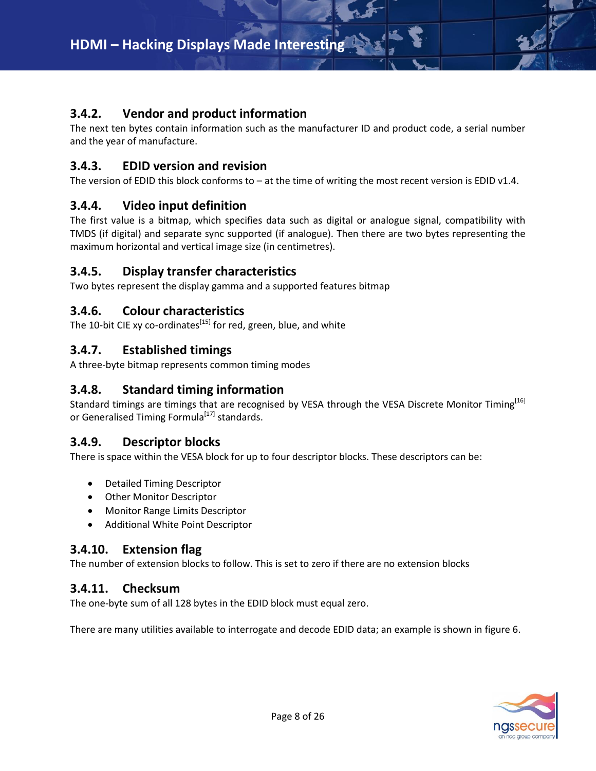### 3.4.2. Vendor and product information

The next ten bytes contain information such as the manufacturer ID and product code, a serial number and the year of manufacture.

### 3.4.3. EDID version and revision

The version of EDID this block conforms to – at the time of writing the most recent version is EDID v1.4.

### 3.4.4. Video input definition

The first value is a bitmap, which specifies data such as digital or analogue signal, compatibility with TMDS (if digital) and separate sync supported (if analogue). Then there are two bytes representing the maximum horizontal and vertical image size (in centimetres).

### 3.4.5. Display transfer characteristics

Two bytes represent the display gamma and a supported features bitmap

### 3.4.6. Colour characteristics

The 10-bit CIE xy co-ordinates[15] for red, green, blue, and white

### 3.4.7. Established timings

A three-byte bitmap represents common timing modes

### 3.4.8. Standard timing information

Standard timings are timings that are recognised by VESA through the VESA Discrete Monitor Timing[16] or Generalised Timing Formula[17] standards.

### 3.4.9. Descriptor blocks

There is space within the VESA block for up to four descriptor blocks. These descriptors can be:

- Detailed Timing Descriptor
- Other Monitor Descriptor
- Monitor Range Limits Descriptor
- Additional White Point Descriptor

### 3.4.10. Extension flag

The number of extension blocks to follow. This is set to zero if there are no extension blocks

### 3.4.11. Checksum

The one-byte sum of all 128 bytes in the EDID block must equal zero.

There are many utilities available to interrogate and decode EDID data; an example is shown in figure 6.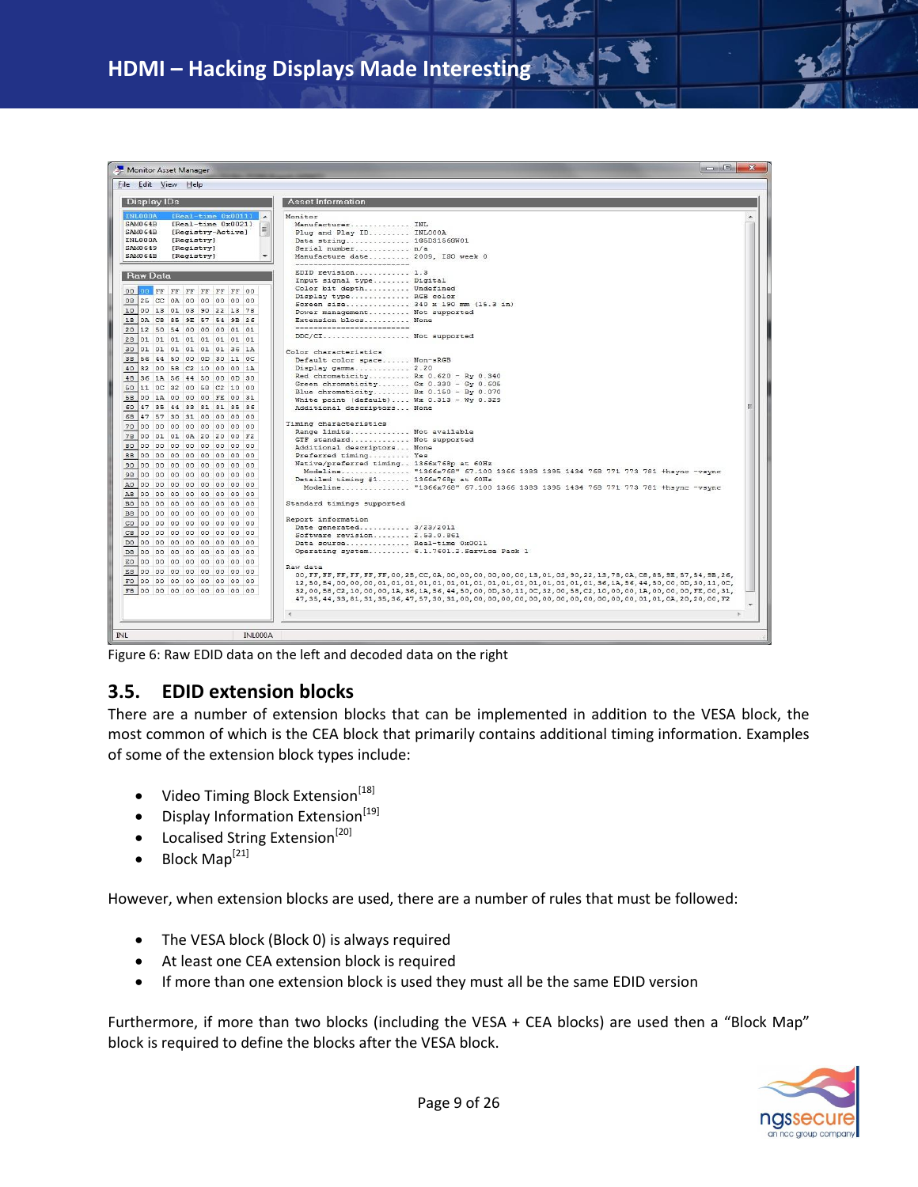Figure 6: Raw EDID data on the left and decoded data on the right

## 3.5. EDID extension blocks

There are a number of extension blocks that can be implemented in addition to the VESA block, the most common of which is the CEA block that primarily contains additional timing information. Examples of some of the extension block types include:

- Video Timing Block Extension[18]
- Display Information Extension[19]
- Localised String Extension[20]
- Block Map[21]

However, when extension blocks are used, there are a number of rules that must be followed:

- The VESA block (Block 0) is always required
- At least one CEA extension block is required
- If more than one extension block is used they must all be the same EDID version

Furthermore, if more than two blocks (including the VESA + CEA blocks) are used then a "Block Map" block is required to define the blocks after the VESA block.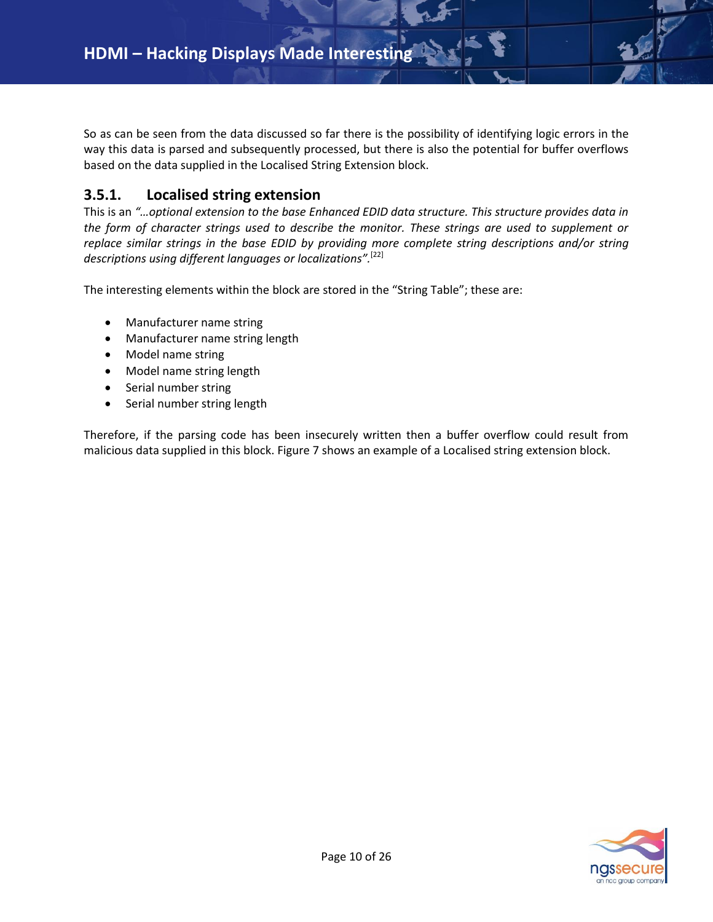So as can be seen from the data discussed so far there is the possibility of identifying logic errors in the way this data is parsed and subsequently processed, but there is also the potential for buffer overflows based on the data supplied in the Localised String Extension block.

### 3.5.1. Localised string extension

This is an *"…optional extension to the base Enhanced EDID data structure. This structure provides data in the form of character strings used to describe the monitor. These strings are used to supplement or replace similar strings in the base EDID by providing more complete string descriptions and/or string descriptions using different languages or localizations".*[22]

The interesting elements within the block are stored in the "String Table"; these are:

- Manufacturer name string
- Manufacturer name string length
- Model name string
- Model name string length
- Serial number string
- Serial number string length

Therefore, if the parsing code has been insecurely written then a buffer overflow could result from malicious data supplied in this block. Figure 7 shows an example of a Localised string extension block.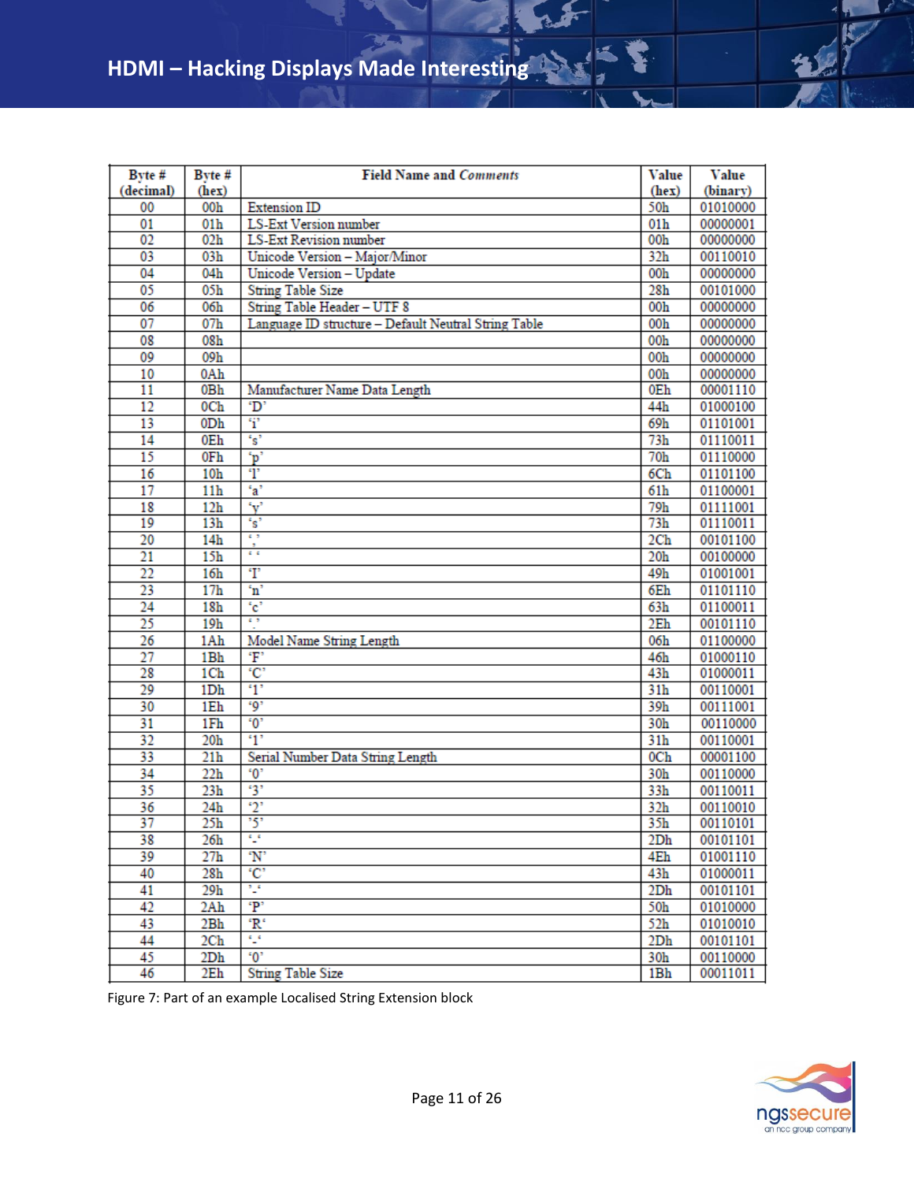| Byte # (decimal) | Byte # (hex) | Field Name and *Comments* | Value (hex) | Value (binary) |
|---|---|---|---|---|
| 00 | 00h | Extension ID | 50h | 01010000 |
| 01 | 01h | LS-Ext Version number | 01h | 00000001 |
| 02 | 02h | LS-Ext Revision number | 00h | 00000000 |
| 03 | 03h | Unicode Version – Major/Minor | 32h | 00110010 |
| 04 | 04h | Unicode Version – Update | 00h | 00000000 |
| 05 | 05h | String Table Size | 28h | 00101000 |
| 06 | 06h | String Table Header – UTF 8 | 00h | 00000000 |
| 07 | 07h | Language ID structure – Default Neutral String Table | 00h | 00000000 |
| 08 | 08h | | 00h | 00000000 |
| 09 | 09h | | 00h | 00000000 |
| 10 | 0Ah | | 00h | 00000000 |
| 11 | 0Bh | Manufacturer Name Data Length | 0Eh | 00001110 |
| 12 | 0Ch | 'D' | 44h | 01000100 |
| 13 | 0Dh | 'i' | 69h | 01101001 |
| 14 | 0Eh | 's' | 73h | 01110011 |
| 15 | 0Fh | 'p' | 70h | 01110000 |
| 16 | 10h | 'l' | 6Ch | 01101100 |
| 17 | 11h | 'a' | 61h | 01100001 |
| 18 | 12h | 'y' | 79h | 01111001 |
| 19 | 13h | 's' | 73h | 01110011 |
| 20 | 14h | ',' | 2Ch | 00101100 |
| 21 | 15h | ' ' | 20h | 00100000 |
| 22 | 16h | 'I' | 49h | 01001001 |
| 23 | 17h | 'n' | 6Eh | 01101110 |
| 24 | 18h | 'c' | 63h | 01100011 |
| 25 | 19h | '.' | 2Eh | 00101110 |
| 26 | 1Ah | Model Name String Length | 06h | 01100000 |
| 27 | 1Bh | 'F' | 46h | 01000110 |
| 28 | 1Ch | 'C' | 43h | 01000011 |
| 29 | 1Dh | '1' | 31h | 00110001 |
| 30 | 1Eh | '9' | 39h | 00111001 |
| 31 | 1Fh | '0' | 30h | 00110000 |
| 32 | 20h | '1' | 31h | 00110001 |
| 33 | 21h | Serial Number Data String Length | 0Ch | 00001100 |
| 34 | 22h | '0' | 30h | 00110000 |
| 35 | 23h | '3' | 33h | 00110011 |
| 36 | 24h | '2' | 32h | 00110010 |
| 37 | 25h | '5' | 35h | 00110101 |
| 38 | 26h | '-' | 2Dh | 00101101 |
| 39 | 27h | 'N' | 4Eh | 01001110 |
| 40 | 28h | 'C' | 43h | 01000011 |
| 41 | 29h | '-' | 2Dh | 00101101 |
| 42 | 2Ah | 'P' | 50h | 01010000 |
| 43 | 2Bh | 'R' | 52h | 01010010 |
| 44 | 2Ch | '-' | 2Dh | 00101101 |
| 45 | 2Dh | '0' | 30h | 00110000 |
| 46 | 2Eh | String Table Size | 1Bh | 00011011 |

Figure 7: Part of an example Localised String Extension block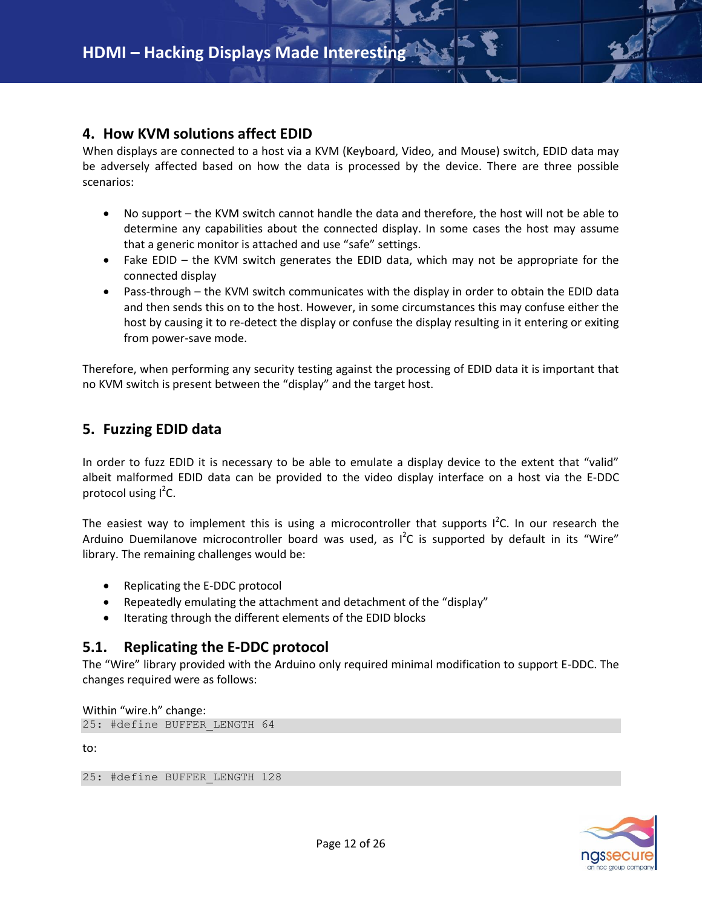## 4. How KVM solutions affect EDID

When displays are connected to a host via a KVM (Keyboard, Video, and Mouse) switch, EDID data may be adversely affected based on how the data is processed by the device. There are three possible scenarios:

- No support – the KVM switch cannot handle the data and therefore, the host will not be able to determine any capabilities about the connected display. In some cases the host may assume that a generic monitor is attached and use "safe" settings.
- Fake EDID – the KVM switch generates the EDID data, which may not be appropriate for the connected display
- Pass-through – the KVM switch communicates with the display in order to obtain the EDID data and then sends this on to the host. However, in some circumstances this may confuse either the host by causing it to re-detect the display or confuse the display resulting in it entering or exiting from power-save mode.

Therefore, when performing any security testing against the processing of EDID data it is important that no KVM switch is present between the "display" and the target host.

## 5. Fuzzing EDID data

In order to fuzz EDID it is necessary to be able to emulate a display device to the extent that "valid" albeit malformed EDID data can be provided to the video display interface on a host via the E-DDC protocol using $I^2C$.

The easiest way to implement this is using a microcontroller that supports $I^2C$. In our research the Arduino Duemilanove microcontroller board was used, as $I^2C$ is supported by default in its "Wire" library. The remaining challenges would be:

- Replicating the E-DDC protocol
- Repeatedly emulating the attachment and detachment of the "display"
- Iterating through the different elements of the EDID blocks

### 5.1. Replicating the E-DDC protocol

The "Wire" library provided with the Arduino only required minimal modification to support E-DDC. The changes required were as follows:

Within "wire.h" change:

```
25: #define BUFFER_LENGTH 64
```

to:

```
25: #define BUFFER_LENGTH 128
```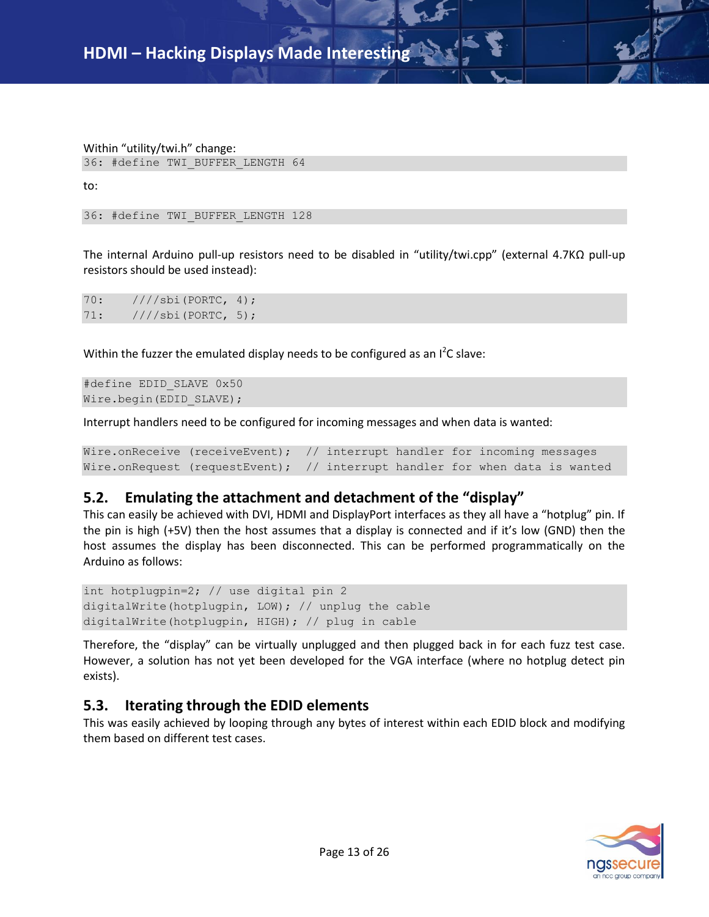Within "utility/twi.h" change:

```
36: #define TWI_BUFFER_LENGTH 64
```

to:

```
36: #define TWI_BUFFER_LENGTH 128
```

The internal Arduino pull-up resistors need to be disabled in "utility/twi.cpp" (external 4.7KΩ pull-up resistors should be used instead):

```
70:     ////sbi(PORTC, 4);
71:     ////sbi(PORTC, 5);
```

Within the fuzzer the emulated display needs to be configured as an I²C slave:

```
#define EDID_SLAVE 0x50
Wire.begin(EDID_SLAVE);
```

Interrupt handlers need to be configured for incoming messages and when data is wanted:

```
Wire.onReceive (receiveEvent);  // interrupt handler for incoming messages
Wire.onRequest (requestEvent);  // interrupt handler for when data is wanted
```

## 5.2. Emulating the attachment and detachment of the "display"

This can easily be achieved with DVI, HDMI and DisplayPort interfaces as they all have a "hotplug" pin. If the pin is high (+5V) then the host assumes that a display is connected and if it's low (GND) then the host assumes the display has been disconnected. This can be performed programmatically on the Arduino as follows:

```
int hotplugpin=2; // use digital pin 2
digitalWrite(hotplugpin, LOW); // unplug the cable
digitalWrite(hotplugpin, HIGH); // plug in cable
```

Therefore, the "display" can be virtually unplugged and then plugged back in for each fuzz test case. However, a solution has not yet been developed for the VGA interface (where no hotplug detect pin exists).

## 5.3. Iterating through the EDID elements

This was easily achieved by looping through any bytes of interest within each EDID block and modifying them based on different test cases.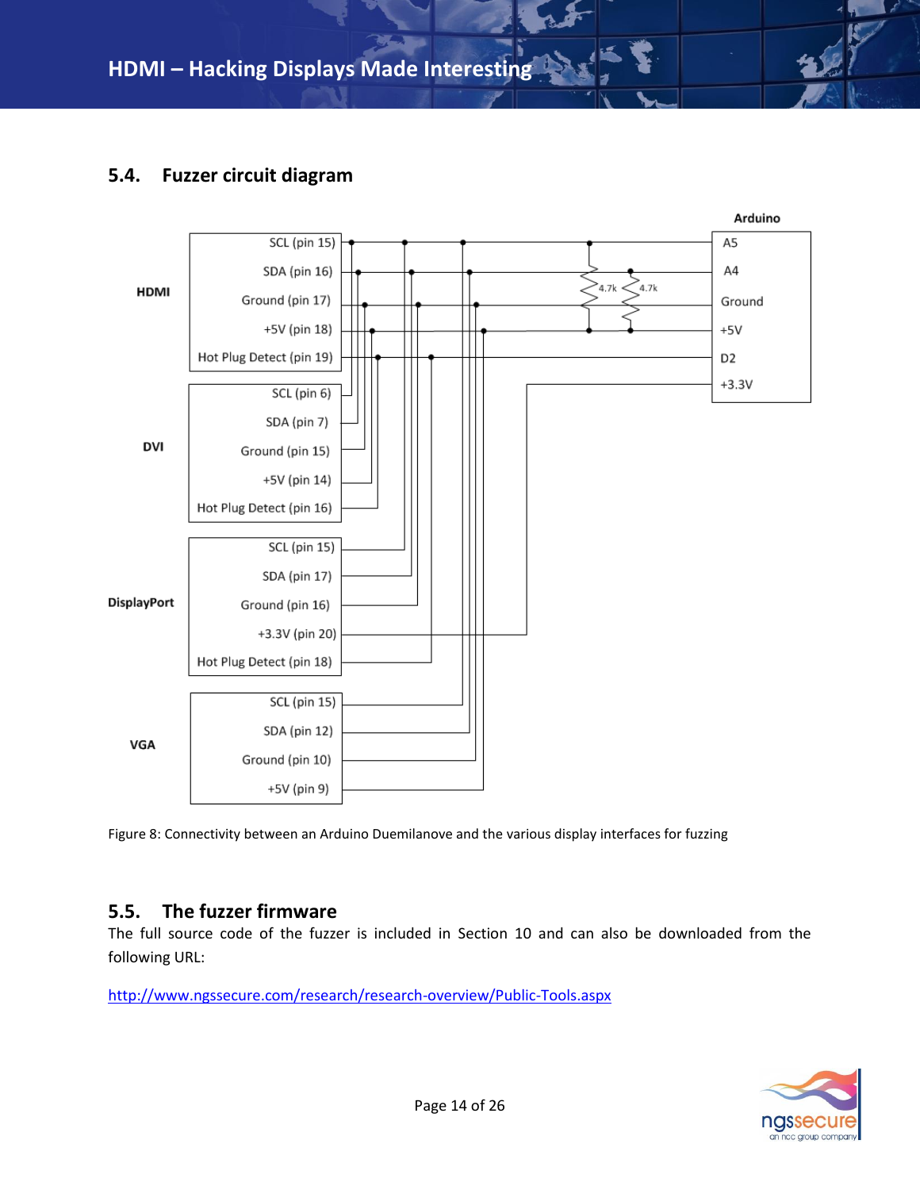## 5.4. Fuzzer circuit diagram

Figure 8: Connectivity between an Arduino Duemilanove and the various display interfaces for fuzzing

## 5.5. The fuzzer firmware

The full source code of the fuzzer is included in Section 10 and can also be downloaded from the following URL:

http://www.ngssecure.com/research/research-overview/Public-Tools.aspx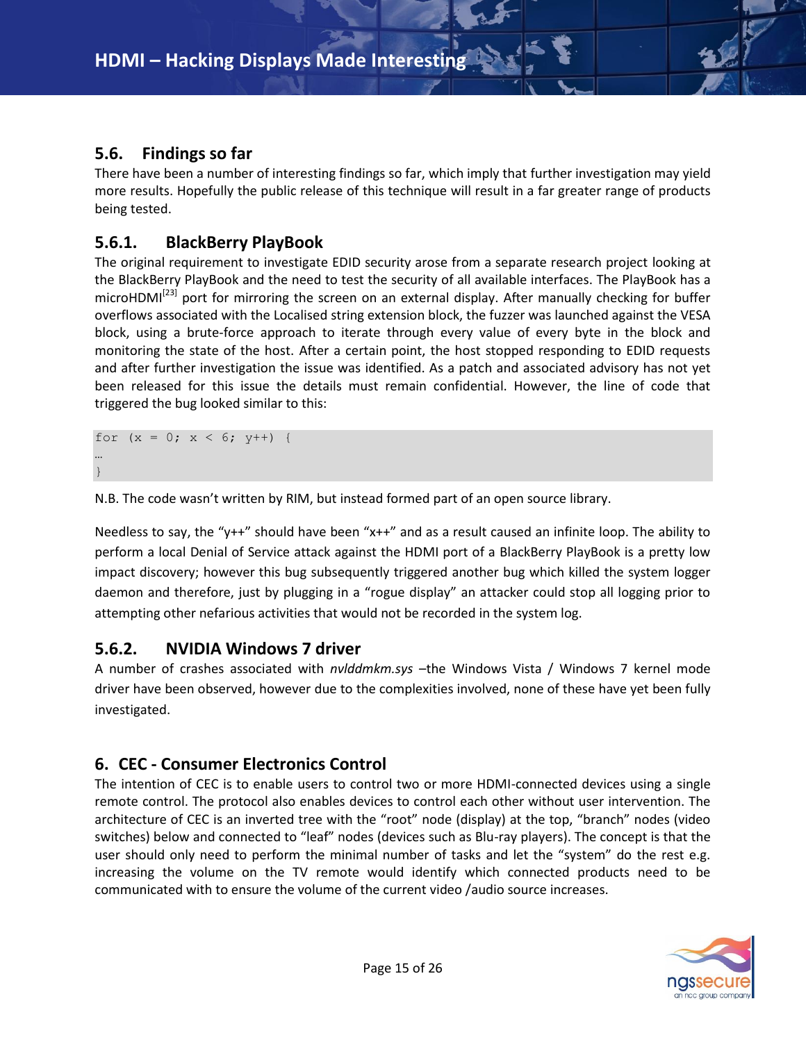## 5.6. Findings so far

There have been a number of interesting findings so far, which imply that further investigation may yield more results. Hopefully the public release of this technique will result in a far greater range of products being tested.

### 5.6.1. BlackBerry PlayBook

The original requirement to investigate EDID security arose from a separate research project looking at the BlackBerry PlayBook and the need to test the security of all available interfaces. The PlayBook has a microHDMI[23] port for mirroring the screen on an external display. After manually checking for buffer overflows associated with the Localised string extension block, the fuzzer was launched against the VESA block, using a brute-force approach to iterate through every value of every byte in the block and monitoring the state of the host. After a certain point, the host stopped responding to EDID requests and after further investigation the issue was identified. As a patch and associated advisory has not yet been released for this issue the details must remain confidential. However, the line of code that triggered the bug looked similar to this:

```
for (x = 0; x < 6; y++) {
…
}
```

N.B. The code wasn't written by RIM, but instead formed part of an open source library.

Needless to say, the "y++" should have been "x++" and as a result caused an infinite loop. The ability to perform a local Denial of Service attack against the HDMI port of a BlackBerry PlayBook is a pretty low impact discovery; however this bug subsequently triggered another bug which killed the system logger daemon and therefore, just by plugging in a "rogue display" an attacker could stop all logging prior to attempting other nefarious activities that would not be recorded in the system log.

### 5.6.2. NVIDIA Windows 7 driver

A number of crashes associated with *nvlddmkm.sys* –the Windows Vista / Windows 7 kernel mode driver have been observed, however due to the complexities involved, none of these have yet been fully investigated.

# 6. CEC - Consumer Electronics Control

The intention of CEC is to enable users to control two or more HDMI-connected devices using a single remote control. The protocol also enables devices to control each other without user intervention. The architecture of CEC is an inverted tree with the "root" node (display) at the top, "branch" nodes (video switches) below and connected to "leaf" nodes (devices such as Blu-ray players). The concept is that the user should only need to perform the minimal number of tasks and let the "system" do the rest e.g. increasing the volume on the TV remote would identify which connected products need to be communicated with to ensure the volume of the current video /audio source increases.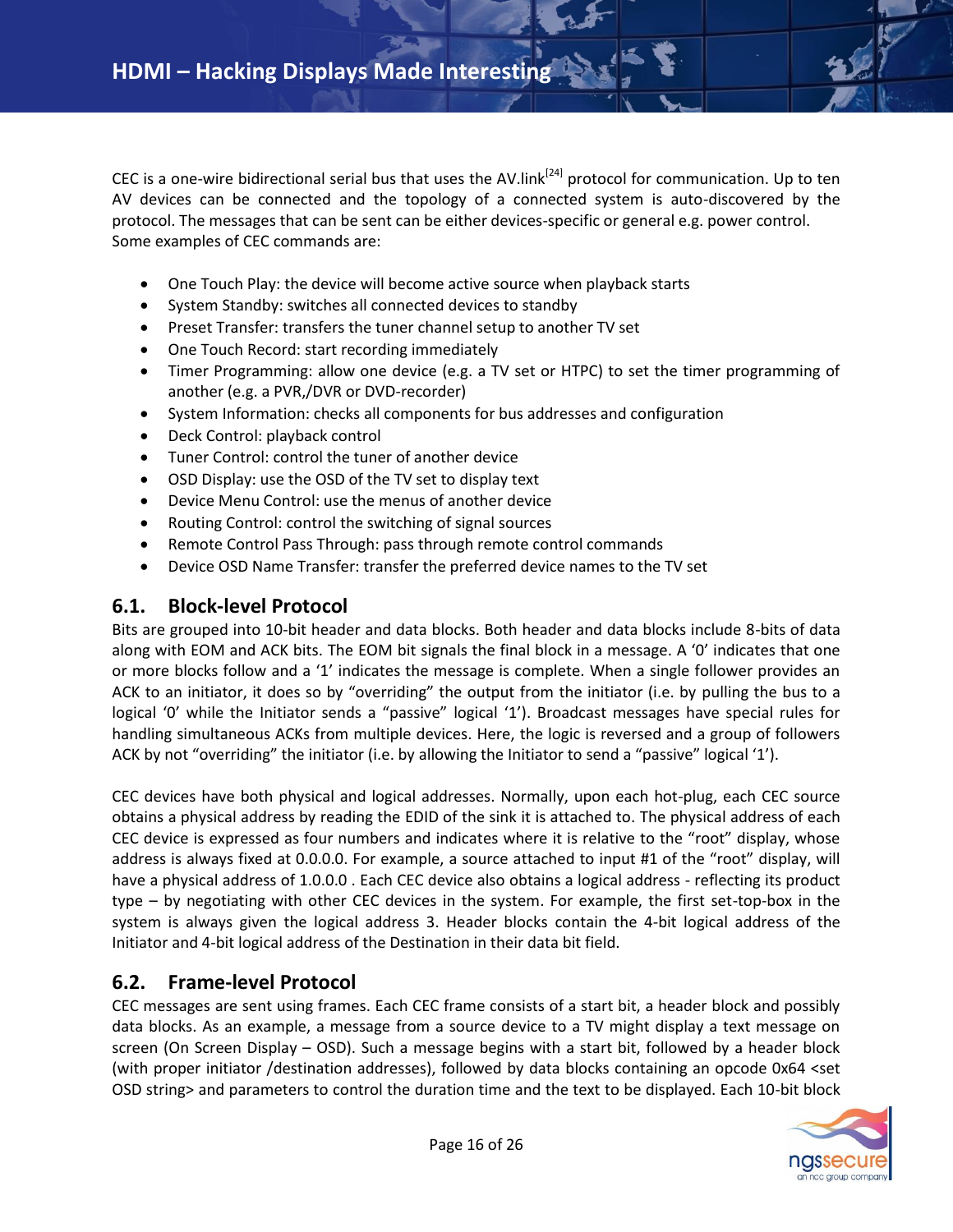CEC is a one-wire bidirectional serial bus that uses the AV.link[24] protocol for communication. Up to ten AV devices can be connected and the topology of a connected system is auto-discovered by the protocol. The messages that can be sent can be either devices-specific or general e.g. power control. Some examples of CEC commands are:

- One Touch Play: the device will become active source when playback starts
- System Standby: switches all connected devices to standby
- Preset Transfer: transfers the tuner channel setup to another TV set
- One Touch Record: start recording immediately
- Timer Programming: allow one device (e.g. a TV set or HTPC) to set the timer programming of another (e.g. a PVR,/DVR or DVD-recorder)
- System Information: checks all components for bus addresses and configuration
- Deck Control: playback control
- Tuner Control: control the tuner of another device
- OSD Display: use the OSD of the TV set to display text
- Device Menu Control: use the menus of another device
- Routing Control: control the switching of signal sources
- Remote Control Pass Through: pass through remote control commands
- Device OSD Name Transfer: transfer the preferred device names to the TV set

## 6.1. Block-level Protocol

Bits are grouped into 10-bit header and data blocks. Both header and data blocks include 8-bits of data along with EOM and ACK bits. The EOM bit signals the final block in a message. A '0' indicates that one or more blocks follow and a '1' indicates the message is complete. When a single follower provides an ACK to an initiator, it does so by "overriding" the output from the initiator (i.e. by pulling the bus to a logical '0' while the Initiator sends a "passive" logical '1'). Broadcast messages have special rules for handling simultaneous ACKs from multiple devices. Here, the logic is reversed and a group of followers ACK by not "overriding" the initiator (i.e. by allowing the Initiator to send a "passive" logical '1').

CEC devices have both physical and logical addresses. Normally, upon each hot-plug, each CEC source obtains a physical address by reading the EDID of the sink it is attached to. The physical address of each CEC device is expressed as four numbers and indicates where it is relative to the "root" display, whose address is always fixed at 0.0.0.0. For example, a source attached to input #1 of the "root" display, will have a physical address of 1.0.0.0 . Each CEC device also obtains a logical address - reflecting its product type – by negotiating with other CEC devices in the system. For example, the first set-top-box in the system is always given the logical address 3. Header blocks contain the 4-bit logical address of the Initiator and 4-bit logical address of the Destination in their data bit field.

## 6.2. Frame-level Protocol

CEC messages are sent using frames. Each CEC frame consists of a start bit, a header block and possibly data blocks. As an example, a message from a source device to a TV might display a text message on screen (On Screen Display – OSD). Such a message begins with a start bit, followed by a header block (with proper initiator /destination addresses), followed by data blocks containing an opcode 0x64 <set OSD string> and parameters to control the duration time and the text to be displayed. Each 10-bit block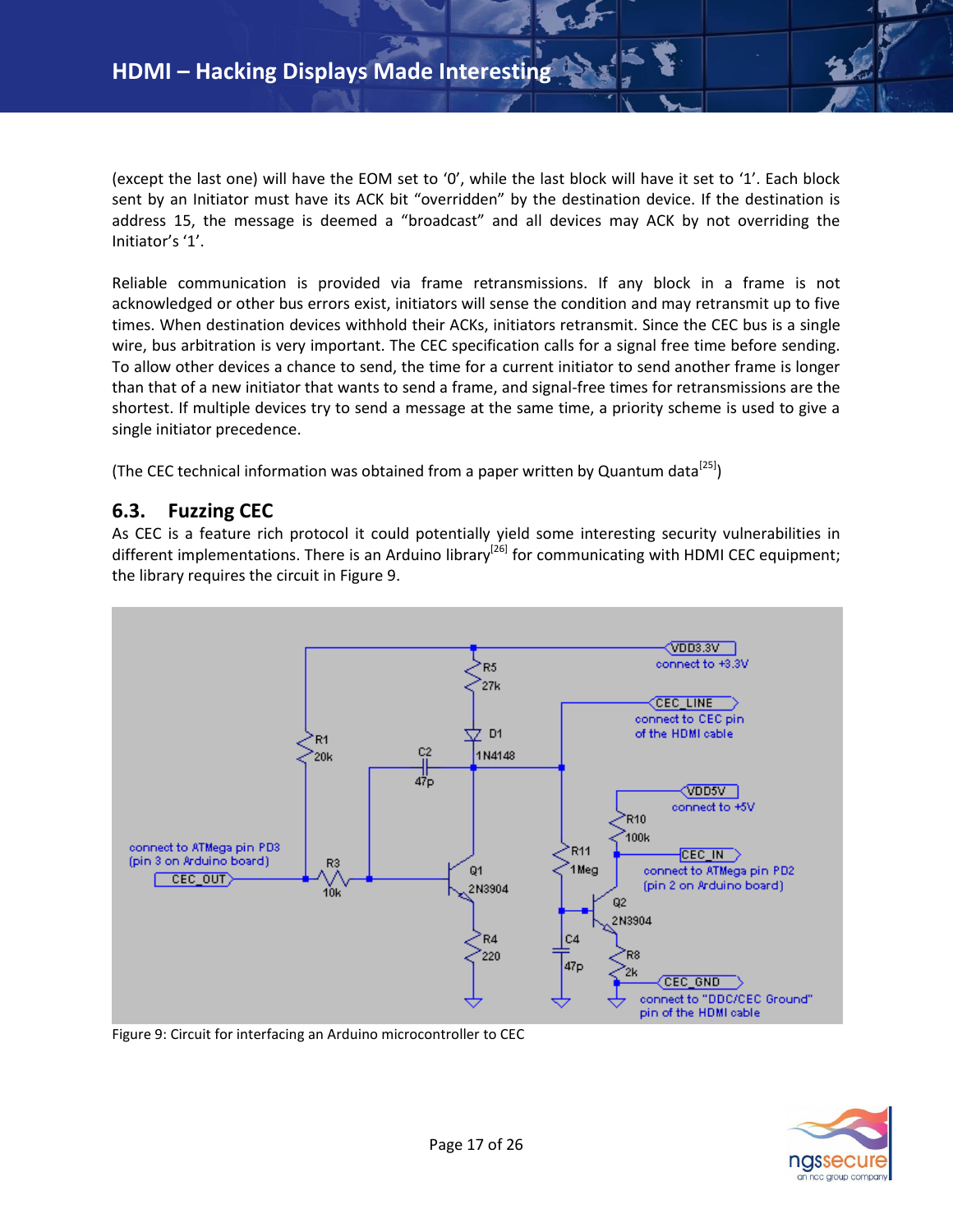(except the last one) will have the EOM set to '0', while the last block will have it set to '1'. Each block sent by an Initiator must have its ACK bit "overridden" by the destination device. If the destination is address 15, the message is deemed a "broadcast" and all devices may ACK by not overriding the Initiator's '1'.

Reliable communication is provided via frame retransmissions. If any block in a frame is not acknowledged or other bus errors exist, initiators will sense the condition and may retransmit up to five times. When destination devices withhold their ACKs, initiators retransmit. Since the CEC bus is a single wire, bus arbitration is very important. The CEC specification calls for a signal free time before sending. To allow other devices a chance to send, the time for a current initiator to send another frame is longer than that of a new initiator that wants to send a frame, and signal-free times for retransmissions are the shortest. If multiple devices try to send a message at the same time, a priority scheme is used to give a single initiator precedence.

(The CEC technical information was obtained from a paper written by Quantum data[25])

## 6.3. Fuzzing CEC

As CEC is a feature rich protocol it could potentially yield some interesting security vulnerabilities in different implementations. There is an Arduino library[26] for communicating with HDMI CEC equipment; the library requires the circuit in Figure 9.

Figure 9: Circuit for interfacing an Arduino microcontroller to CEC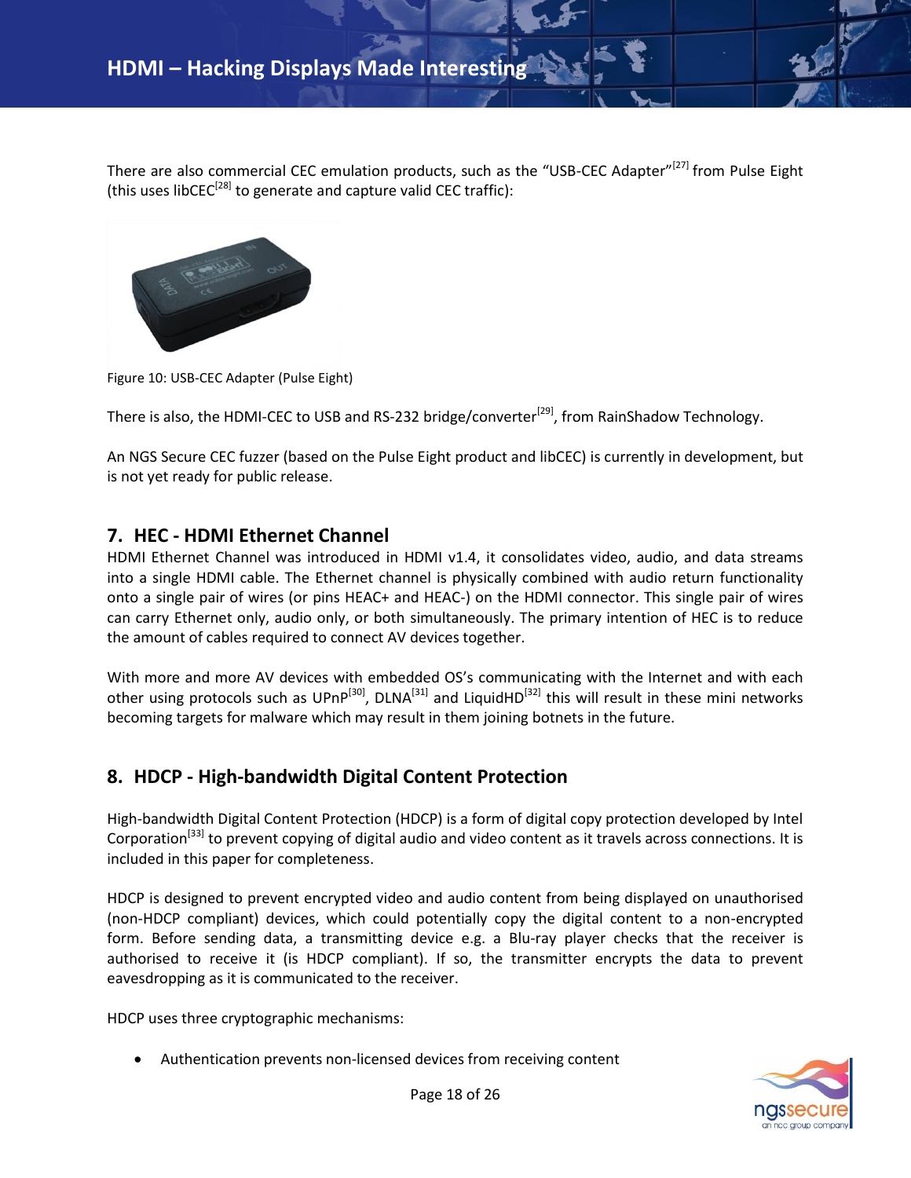There are also commercial CEC emulation products, such as the "USB-CEC Adapter"[27] from Pulse Eight (this uses libCEC[28] to generate and capture valid CEC traffic):

Figure 10: USB-CEC Adapter (Pulse Eight)

There is also, the HDMI-CEC to USB and RS-232 bridge/converter[29], from RainShadow Technology.

An NGS Secure CEC fuzzer (based on the Pulse Eight product and libCEC) is currently in development, but is not yet ready for public release.

## 7. HEC - HDMI Ethernet Channel

HDMI Ethernet Channel was introduced in HDMI v1.4, it consolidates video, audio, and data streams into a single HDMI cable. The Ethernet channel is physically combined with audio return functionality onto a single pair of wires (or pins HEAC+ and HEAC-) on the HDMI connector. This single pair of wires can carry Ethernet only, audio only, or both simultaneously. The primary intention of HEC is to reduce the amount of cables required to connect AV devices together.

With more and more AV devices with embedded OS's communicating with the Internet and with each other using protocols such as UPnP[30], DLNA[31] and LiquidHD[32] this will result in these mini networks becoming targets for malware which may result in them joining botnets in the future.

## 8. HDCP - High-bandwidth Digital Content Protection

High-bandwidth Digital Content Protection (HDCP) is a form of digital copy protection developed by Intel Corporation[33] to prevent copying of digital audio and video content as it travels across connections. It is included in this paper for completeness.

HDCP is designed to prevent encrypted video and audio content from being displayed on unauthorised (non-HDCP compliant) devices, which could potentially copy the digital content to a non-encrypted form. Before sending data, a transmitting device e.g. a Blu-ray player checks that the receiver is authorised to receive it (is HDCP compliant). If so, the transmitter encrypts the data to prevent eavesdropping as it is communicated to the receiver.

HDCP uses three cryptographic mechanisms:

- Authentication prevents non-licensed devices from receiving content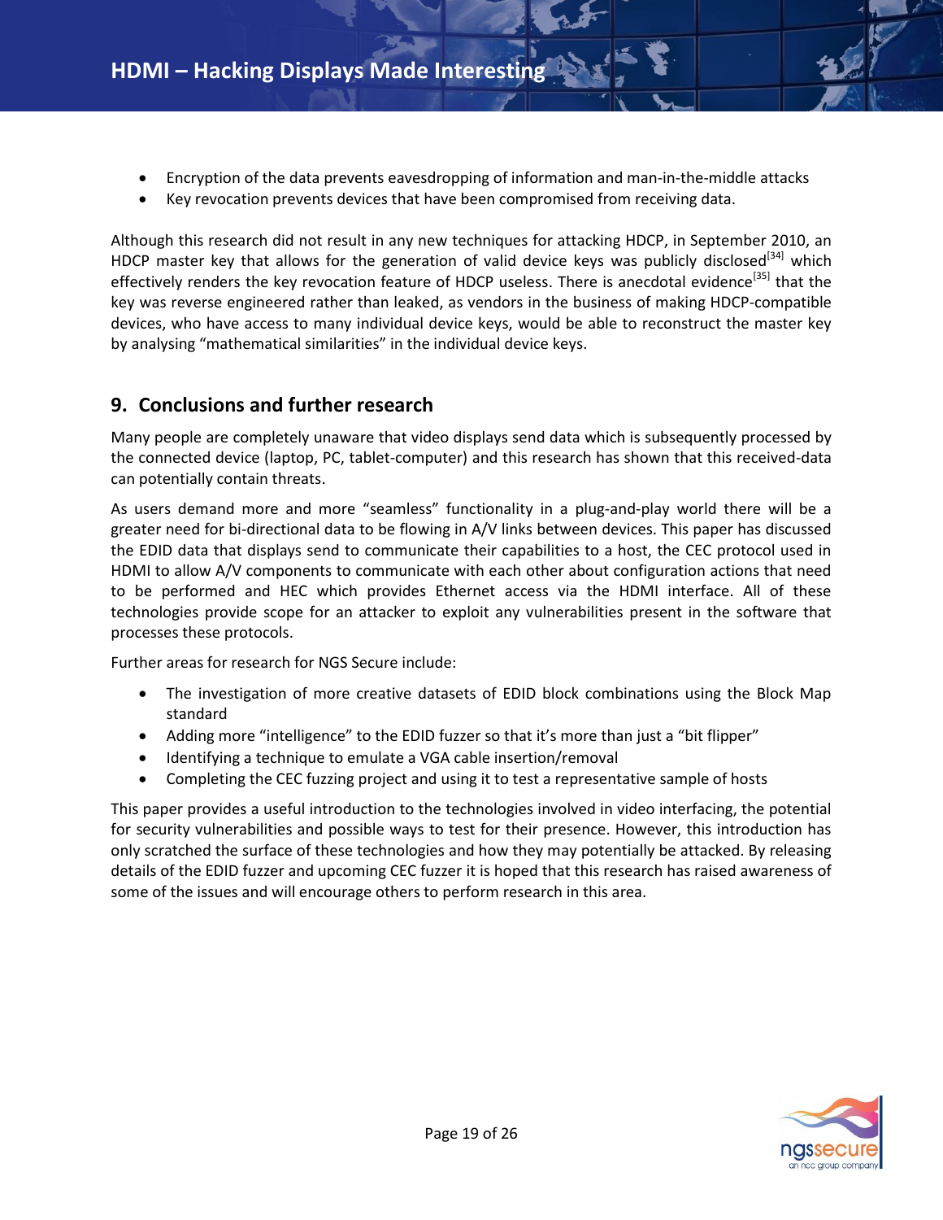- Encryption of the data prevents eavesdropping of information and man-in-the-middle attacks
- Key revocation prevents devices that have been compromised from receiving data.

Although this research did not result in any new techniques for attacking HDCP, in September 2010, an HDCP master key that allows for the generation of valid device keys was publicly disclosed[34] which effectively renders the key revocation feature of HDCP useless. There is anecdotal evidence[35] that the key was reverse engineered rather than leaked, as vendors in the business of making HDCP-compatible devices, who have access to many individual device keys, would be able to reconstruct the master key by analysing "mathematical similarities" in the individual device keys.

## 9. Conclusions and further research

Many people are completely unaware that video displays send data which is subsequently processed by the connected device (laptop, PC, tablet-computer) and this research has shown that this received-data can potentially contain threats.

As users demand more and more "seamless" functionality in a plug-and-play world there will be a greater need for bi-directional data to be flowing in A/V links between devices. This paper has discussed the EDID data that displays send to communicate their capabilities to a host, the CEC protocol used in HDMI to allow A/V components to communicate with each other about configuration actions that need to be performed and HEC which provides Ethernet access via the HDMI interface. All of these technologies provide scope for an attacker to exploit any vulnerabilities present in the software that processes these protocols.

Further areas for research for NGS Secure include:

- The investigation of more creative datasets of EDID block combinations using the Block Map standard
- Adding more "intelligence" to the EDID fuzzer so that it's more than just a "bit flipper"
- Identifying a technique to emulate a VGA cable insertion/removal
- Completing the CEC fuzzing project and using it to test a representative sample of hosts

This paper provides a useful introduction to the technologies involved in video interfacing, the potential for security vulnerabilities and possible ways to test for their presence. However, this introduction has only scratched the surface of these technologies and how they may potentially be attacked. By releasing details of the EDID fuzzer and upcoming CEC fuzzer it is hoped that this research has raised awareness of some of the issues and will encourage others to perform research in this area.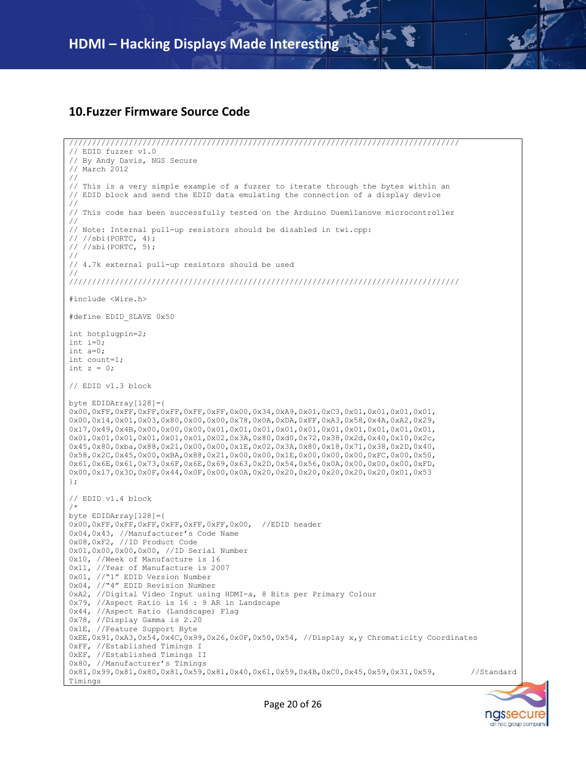## 10.Fuzzer Firmware Source Code

```
/////////////////////////////////////////////////////////////////////////////////////
// EDID fuzzer v1.0
// By Andy Davis, NGS Secure
// March 2012
//
// This is a very simple example of a fuzzer to iterate through the bytes within an
// EDID block and send the EDID data emulating the connection of a display device
//
// This code has been successfully tested on the Arduino Duemilanove microcontroller
//
// Note: Internal pull-up resistors should be disabled in twi.cpp:
// //sbi(PORTC, 4);
// //sbi(PORTC, 5);
//
// 4.7k external pull-up resistors should be used
//
/////////////////////////////////////////////////////////////////////////////////////

#include <Wire.h>

#define EDID_SLAVE 0x50

int hotplugpin=2;
int i=0;
int a=0;
int count=1;
int z = 0;

// EDID v1.3 block

byte EDIDArray[128]={
0x00,0xFF,0xFF,0xFF,0xFF,0xFF,0xFF,0x00,0x34,0xA9,0x01,0xC3,0x01,0x01,0x01,0x01,
0x00,0x14,0x01,0x03,0x80,0x00,0x00,0x78,0x0A,0xDA,0xFF,0xA3,0x58,0x4A,0xA2,0x29,
0x17,0x49,0x4B,0x00,0x00,0x00,0x01,0x01,0x01,0x01,0x01,0x01,0x01,0x01,0x01,0x01,
0x01,0x01,0x01,0x01,0x01,0x01,0x02,0x3A,0x80,0xd0,0x72,0x38,0x2d,0x40,0x10,0x2c,
0x45,0x80,0xba,0x88,0x21,0x00,0x00,0x1E,0x02,0x3A,0x80,0x18,0x71,0x38,0x2D,0x40,
0x58,0x2C,0x45,0x00,0xBA,0x88,0x21,0x00,0x00,0x1E,0x00,0x00,0x00,0xFC,0x00,0x50,
0x61,0x6E,0x61,0x73,0x6F,0x6E,0x69,0x63,0x2D,0x54,0x56,0x0A,0x00,0x00,0x00,0xFD,
0x00,0x17,0x3D,0x0F,0x44,0x0F,0x00,0x0A,0x20,0x20,0x20,0x20,0x20,0x20,0x01,0x53
};

// EDID v1.4 block
/*
byte EDIDArray[128]={
0x00,0xFF,0xFF,0xFF,0xFF,0xFF,0xFF,0x00,  //EDID header
0x04,0x43, //Manufacturer's Code Name
0x08,0xF2, //ID Product Code
0x01,0x00,0x00,0x00, //ID Serial Number
0x10, //Week of Manufacture is 16
0x11, //Year of Manufacture is 2007
0x01, //"1" EDID Version Number
0x04, //"4" EDID Revision Number
0xA2, //Digital Video Input using HDMI-a, 8 Bits per Primary Colour
0x79, //Aspect Ratio is 16 : 9 AR in Landscape
0x44, //Aspect Ratio (Landscape) Flag
0x78, //Display Gamma is 2.20
0x1E, //Feature Support Byte
0xEE,0x91,0xA3,0x54,0x4C,0x99,0x26,0x0F,0x50,0x54, //Display x,y Chromaticity Coordinates
0xFF, //Established Timings I
0xEF, //Established Timings II
0x80, //Manufacturer's Timings
0x81,0x99,0x81,0x80,0x81,0x59,0x81,0x40,0x61,0x59,0x4B,0xC0,0x45,0x59,0x31,0x59,        //Standard
Timings
```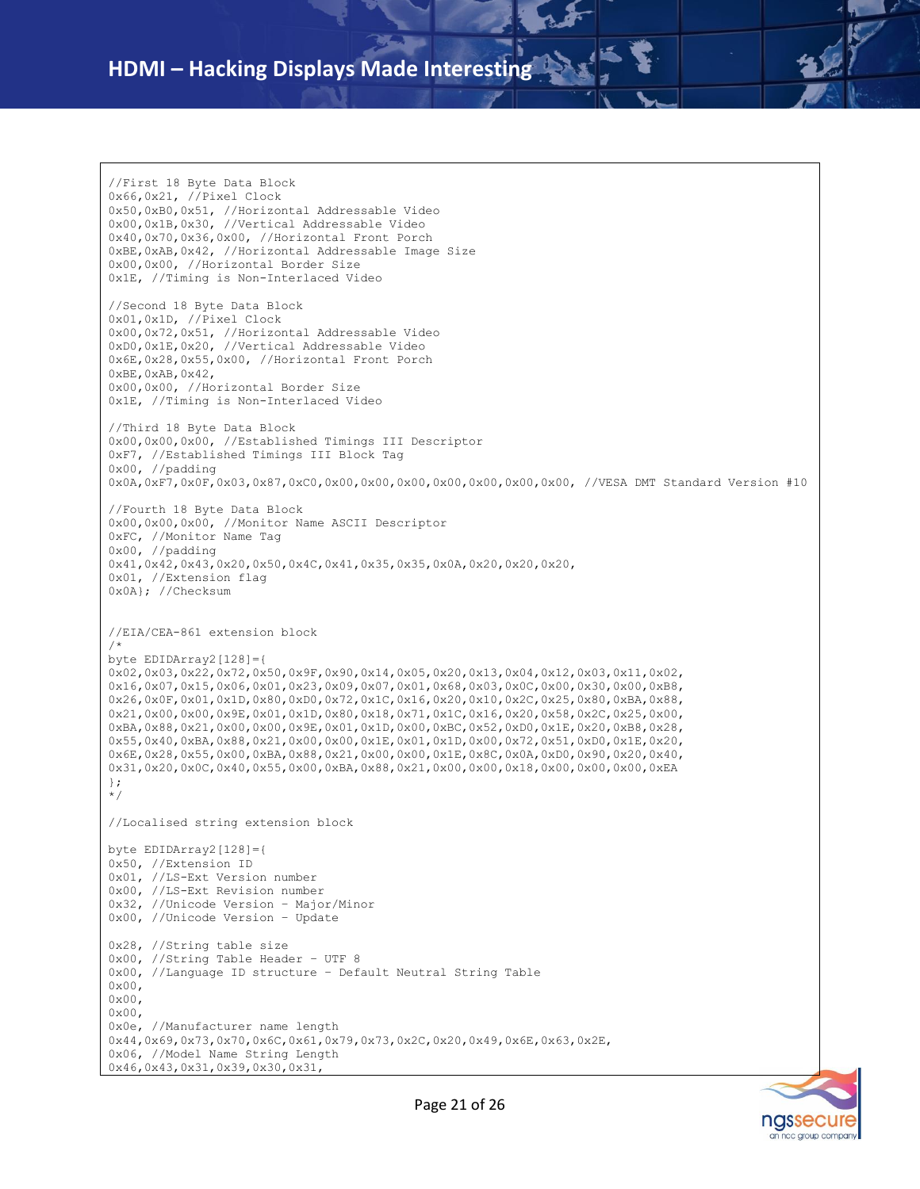```
//First 18 Byte Data Block
0x66,0x21, //Pixel Clock
0x50,0xB0,0x51, //Horizontal Addressable Video
0x00,0x1B,0x30, //Vertical Addressable Video
0x40,0x70,0x36,0x00, //Horizontal Front Porch
0xBE,0xAB,0x42, //Horizontal Addressable Image Size
0x00,0x00, //Horizontal Border Size
0x1E, //Timing is Non-Interlaced Video

//Second 18 Byte Data Block
0x01,0x1D, //Pixel Clock
0x00,0x72,0x51, //Horizontal Addressable Video
0xD0,0x1E,0x20, //Vertical Addressable Video
0x6E,0x28,0x55,0x00, //Horizontal Front Porch
0xBE,0xAB,0x42,
0x00,0x00, //Horizontal Border Size
0x1E, //Timing is Non-Interlaced Video

//Third 18 Byte Data Block
0x00,0x00,0x00, //Established Timings III Descriptor
0xF7, //Established Timings III Block Tag
0x00, //padding
0x0A,0xF7,0x0F,0x03,0x87,0xC0,0x00,0x00,0x00,0x00,0x00,0x00,0x00, //VESA DMT Standard Version #10

//Fourth 18 Byte Data Block
0x00,0x00,0x00, //Monitor Name ASCII Descriptor
0xFC, //Monitor Name Tag
0x00, //padding
0x41,0x42,0x43,0x20,0x50,0x4C,0x41,0x35,0x35,0x0A,0x20,0x20,0x20,
0x01, //Extension flag
0x0A}; //Checksum


//EIA/CEA-861 extension block
/*
byte EDIDArray2[128]={
0x02,0x03,0x22,0x72,0x50,0x9F,0x90,0x14,0x05,0x20,0x13,0x04,0x12,0x03,0x11,0x02,
0x16,0x07,0x15,0x06,0x01,0x23,0x09,0x07,0x01,0x68,0x03,0x0C,0x00,0x30,0x00,0xB8,
0x26,0x0F,0x01,0x1D,0x80,0xD0,0x72,0x1C,0x16,0x20,0x10,0x2C,0x25,0x80,0xBA,0x88,
0x21,0x00,0x00,0x9E,0x01,0x1D,0x80,0x18,0x71,0x1C,0x16,0x20,0x58,0x2C,0x25,0x00,
0xBA,0x88,0x21,0x00,0x00,0x9E,0x01,0x1D,0x00,0xBC,0x52,0xD0,0x1E,0x20,0xB8,0x28,
0x55,0x40,0xBA,0x88,0x21,0x00,0x00,0x1E,0x01,0x1D,0x00,0x72,0x51,0xD0,0x1E,0x20,
0x6E,0x28,0x55,0x00,0xBA,0x88,0x21,0x00,0x00,0x1E,0x8C,0x0A,0xD0,0x90,0x20,0x40,
0x31,0x20,0x0C,0x40,0x55,0x00,0xBA,0x88,0x21,0x00,0x00,0x18,0x00,0x00,0x00,0xEA
};
*/

//Localised string extension block

byte EDIDArray2[128]={
0x50, //Extension ID
0x01, //LS-Ext Version number
0x00, //LS-Ext Revision number
0x32, //Unicode Version - Major/Minor
0x00, //Unicode Version - Update

0x28, //String table size
0x00, //String Table Header - UTF 8
0x00, //Language ID structure - Default Neutral String Table
0x00,
0x00,
0x00,
0x0e, //Manufacturer name length
0x44,0x69,0x73,0x70,0x6C,0x61,0x79,0x73,0x2C,0x20,0x49,0x6E,0x63,0x2E,
0x06, //Model Name String Length
0x46,0x43,0x31,0x39,0x30,0x31,
```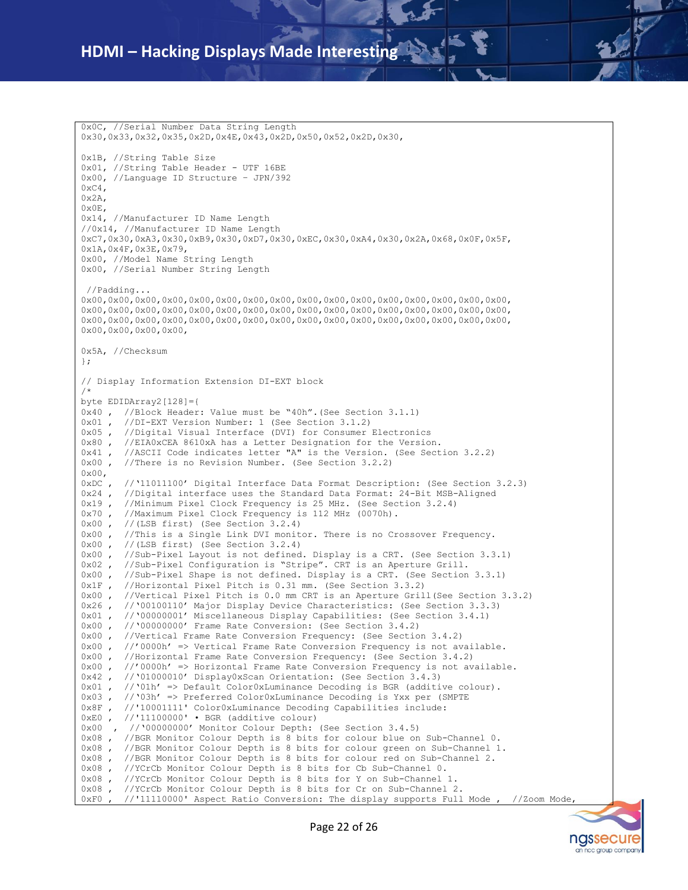```
0x0C, //Serial Number Data String Length
0x30,0x33,0x32,0x35,0x2D,0x4E,0x43,0x2D,0x50,0x52,0x2D,0x30,

0x1B, //String Table Size
0x01, //String Table Header - UTF 16BE
0x00, //Language ID Structure – JPN/392
0xC4,
0x2A,
0x0E,
0x14, //Manufacturer ID Name Length
//0x14, //Manufacturer ID Name Length
0xC7,0x30,0xA3,0x30,0xB9,0x30,0xD7,0x30,0xEC,0x30,0xA4,0x30,0x2A,0x68,0x0F,0x5F,
0x1A,0x4F,0x3E,0x79,
0x00, //Model Name String Length
0x00, //Serial Number String Length

 //Padding...
0x00,0x00,0x00,0x00,0x00,0x00,0x00,0x00,0x00,0x00,0x00,0x00,0x00,0x00,0x00,0x00,
0x00,0x00,0x00,0x00,0x00,0x00,0x00,0x00,0x00,0x00,0x00,0x00,0x00,0x00,0x00,0x00,
0x00,0x00,0x00,0x00,0x00,0x00,0x00,0x00,0x00,0x00,0x00,0x00,0x00,0x00,0x00,0x00,
0x00,0x00,0x00,0x00,

0x5A, //Checksum
};

// Display Information Extension DI-EXT block
/*
byte EDIDArray2[128]={
0x40 ,  //Block Header: Value must be "40h".(See Section 3.1.1)
0x01 ,  //DI-EXT Version Number: 1 (See Section 3.1.2)
0x05 ,  //Digital Visual Interface (DVI) for Consumer Electronics
0x80 ,  //EIA0xCEA 8610xA has a Letter Designation for the Version.
0x41 ,  //ASCII Code indicates letter "A" is the Version. (See Section 3.2.2)
0x00 ,  //There is no Revision Number. (See Section 3.2.2)
0x00,
0xDC ,  //'11011100' Digital Interface Data Format Description: (See Section 3.2.3)
0x24 ,  //Digital interface uses the Standard Data Format: 24-Bit MSB-Aligned
0x19 ,  //Minimum Pixel Clock Frequency is 25 MHz. (See Section 3.2.4)
0x70 ,  //Maximum Pixel Clock Frequency is 112 MHz (0070h).
0x00 ,  //(LSB first) (See Section 3.2.4)
0x00 ,  //This is a Single Link DVI monitor. There is no Crossover Frequency.
0x00 ,  //(LSB first) (See Section 3.2.4)
0x00 ,  //Sub-Pixel Layout is not defined. Display is a CRT. (See Section 3.3.1)
0x02 ,  //Sub-Pixel Configuration is "Stripe". CRT is an Aperture Grill.
0x00 ,  //Sub-Pixel Shape is not defined. Display is a CRT. (See Section 3.3.1)
0x1F ,  //Horizontal Pixel Pitch is 0.31 mm. (See Section 3.3.2)
0x00 ,  //Vertical Pixel Pitch is 0.0 mm CRT is an Aperture Grill(See Section 3.3.2)
0x26 ,  //'00100110' Major Display Device Characteristics: (See Section 3.3.3)
0x01 ,  //'00000001' Miscellaneous Display Capabilities: (See Section 3.4.1)
0x00 ,  //'00000000' Frame Rate Conversion: (See Section 3.4.2)
0x00 ,  //Vertical Frame Rate Conversion Frequency: (See Section 3.4.2)
0x00 ,  //'0000h' => Vertical Frame Rate Conversion Frequency is not available.
0x00 ,  //Horizontal Frame Rate Conversion Frequency: (See Section 3.4.2)
0x00 ,  //'0000h' => Horizontal Frame Rate Conversion Frequency is not available.
0x42 ,  //'01000010' Display0xScan Orientation: (See Section 3.4.3)
0x01 ,  //'01h' => Default Color0xLuminance Decoding is BGR (additive colour).
0x03 ,  //'03h' => Preferred Color0xLuminance Decoding is Yxx per (SMPTE
0x8F ,  //'10001111' Color0xLuminance Decoding Capabilities include:
0xE0 ,  //'11100000' • BGR (additive colour)
0x00  ,  //'00000000' Monitor Colour Depth: (See Section 3.4.5)
0x08 ,  //BGR Monitor Colour Depth is 8 bits for colour blue on Sub-Channel 0.
0x08 ,  //BGR Monitor Colour Depth is 8 bits for colour green on Sub-Channel 1.
0x08 ,  //BGR Monitor Colour Depth is 8 bits for colour red on Sub-Channel 2.
0x08 ,  //YCrCb Monitor Colour Depth is 8 bits for Cb Sub-Channel 0.
0x08 ,  //YCrCb Monitor Colour Depth is 8 bits for Y on Sub-Channel 1.
0x08 ,  //YCrCb Monitor Colour Depth is 8 bits for Cr on Sub-Channel 2.
0xF0 ,  //'11110000' Aspect Ratio Conversion: The display supports Full Mode ,  //Zoom Mode,
```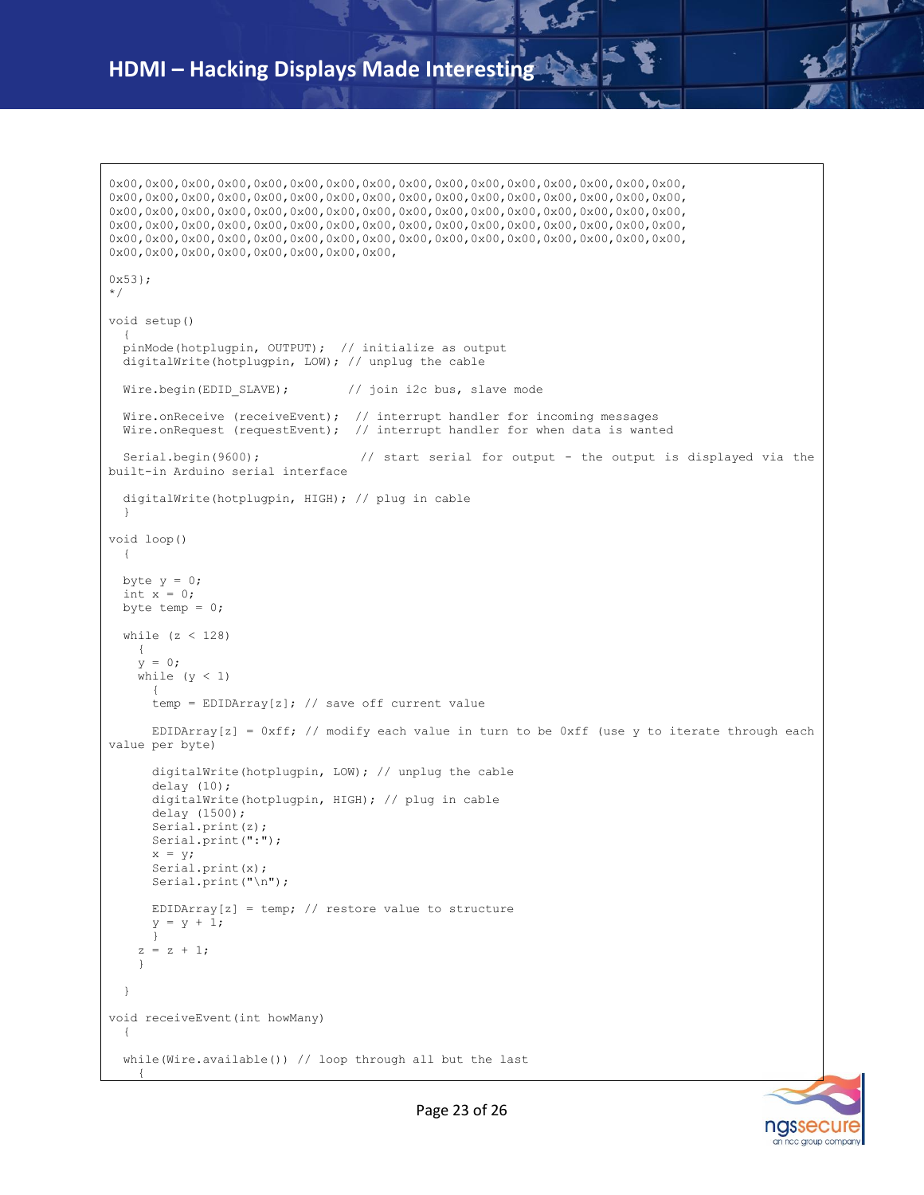```
0x00,0x00,0x00,0x00,0x00,0x00,0x00,0x00,0x00,0x00,0x00,0x00,0x00,0x00,0x00,0x00,
0x00,0x00,0x00,0x00,0x00,0x00,0x00,0x00,0x00,0x00,0x00,0x00,0x00,0x00,0x00,0x00,
0x00,0x00,0x00,0x00,0x00,0x00,0x00,0x00,0x00,0x00,0x00,0x00,0x00,0x00,0x00,0x00,
0x00,0x00,0x00,0x00,0x00,0x00,0x00,0x00,0x00,0x00,0x00,0x00,0x00,0x00,0x00,0x00,
0x00,0x00,0x00,0x00,0x00,0x00,0x00,0x00,0x00,0x00,0x00,0x00,0x00,0x00,0x00,0x00,
0x00,0x00,0x00,0x00,0x00,0x00,0x00,0x00,

0x53};
*/

void setup()
  {
  pinMode(hotplugpin, OUTPUT);  // initialize as output
  digitalWrite(hotplugpin, LOW); // unplug the cable

  Wire.begin(EDID_SLAVE);        // join i2c bus, slave mode

  Wire.onReceive (receiveEvent);  // interrupt handler for incoming messages
  Wire.onRequest (requestEvent);  // interrupt handler for when data is wanted

  Serial.begin(9600);             // start serial for output - the output is displayed via the
built-in Arduino serial interface

  digitalWrite(hotplugpin, HIGH); // plug in cable
  }

void loop()
  {

  byte y = 0;
  int x = 0;
  byte temp = 0;

  while (z < 128)
    {
    y = 0;
    while (y < 1)
      {
      temp = EDIDArray[z]; // save off current value

      EDIDArray[z] = 0xff; // modify each value in turn to be 0xff (use y to iterate through each
value per byte)

      digitalWrite(hotplugpin, LOW); // unplug the cable
      delay (10);
      digitalWrite(hotplugpin, HIGH); // plug in cable
      delay (1500);
      Serial.print(z);
      Serial.print(":");
      x = y;
      Serial.print(x);
      Serial.print("\n");

      EDIDArray[z] = temp; // restore value to structure
      y = y + 1;
      }
    z = z + 1;
    }

  }

void receiveEvent(int howMany)
  {

  while(Wire.available()) // loop through all but the last
    {
```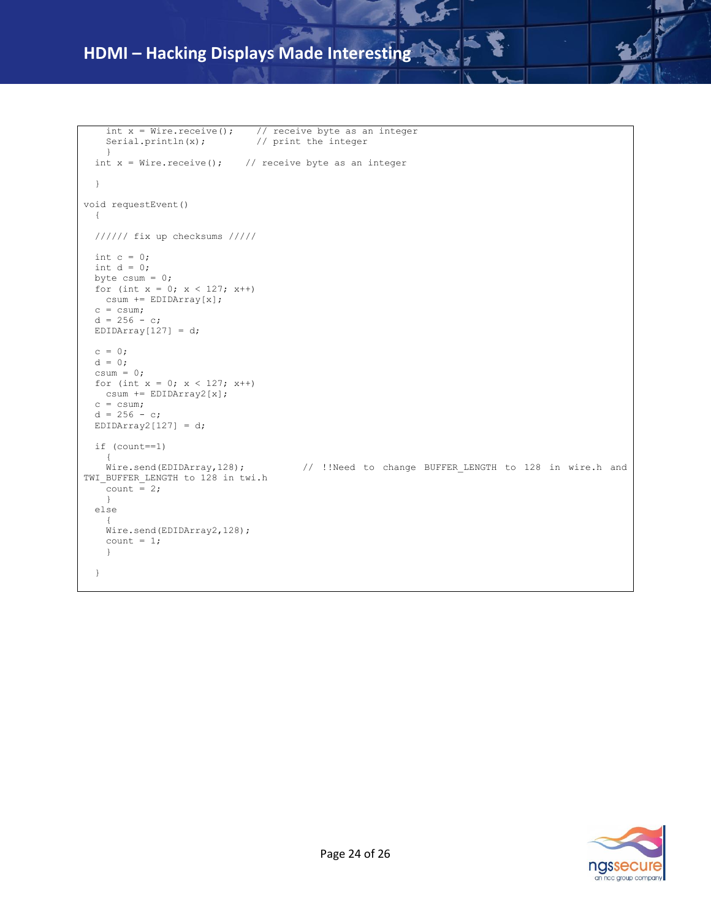```
    int x = Wire.receive();    // receive byte as an integer
    Serial.println(x);         // print the integer
    }
  int x = Wire.receive();    // receive byte as an integer

  }

void requestEvent()
  {

  ////// fix up checksums /////

  int c = 0;
  int d = 0;
  byte csum = 0;
  for (int x = 0; x < 127; x++)
    csum += EDIDArray[x];
  c = csum;
  d = 256 - c;
  EDIDArray[127] = d;

  c = 0;
  d = 0;
  csum = 0;
  for (int x = 0; x < 127; x++)
    csum += EDIDArray2[x];
  c = csum;
  d = 256 - c;
  EDIDArray2[127] = d;

  if (count==1)
    {
    Wire.send(EDIDArray,128);          // !!Need to change BUFFER_LENGTH to 128 in wire.h and
TWI_BUFFER_LENGTH to 128 in twi.h
    count = 2;
    }
  else
    {
    Wire.send(EDIDArray2,128);
    count = 1;
    }

  }
```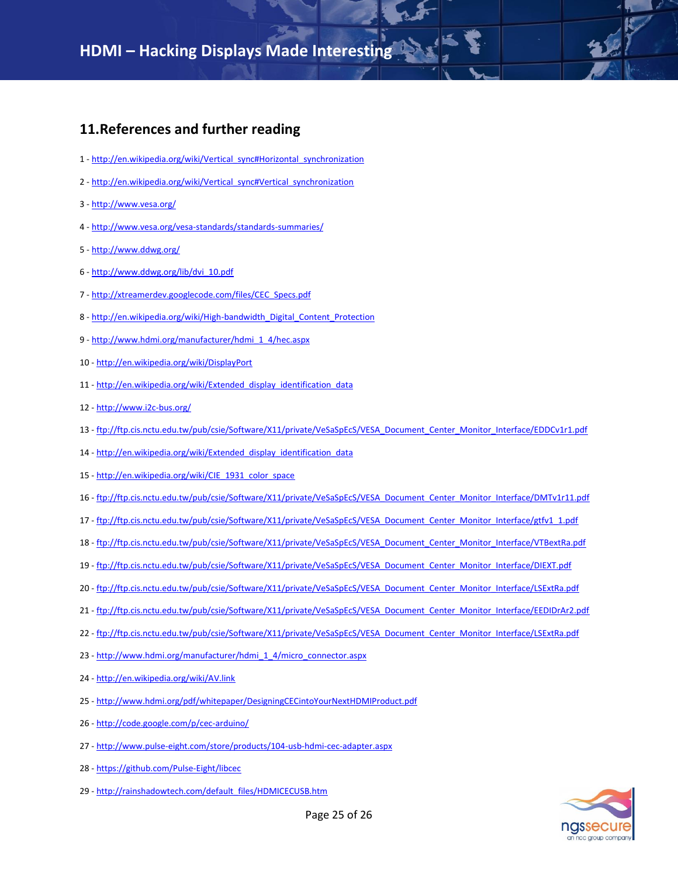## 11. References and further reading

1 - http://en.wikipedia.org/wiki/Vertical_sync#Horizontal_synchronization

2 - http://en.wikipedia.org/wiki/Vertical_sync#Vertical_synchronization

3 - http://www.vesa.org/

4 - http://www.vesa.org/vesa-standards/standards-summaries/

5 - http://www.ddwg.org/

6 - http://www.ddwg.org/lib/dvi_10.pdf

7 - http://xtreamerdev.googlecode.com/files/CEC_Specs.pdf

8 - http://en.wikipedia.org/wiki/High-bandwidth_Digital_Content_Protection

9 - http://www.hdmi.org/manufacturer/hdmi_1_4/hec.aspx

10 - http://en.wikipedia.org/wiki/DisplayPort

11 - http://en.wikipedia.org/wiki/Extended_display_identification_data

12 - http://www.i2c-bus.org/

13 - ftp://ftp.cis.nctu.edu.tw/pub/csie/Software/X11/private/VeSaSpEcS/VESA_Document_Center_Monitor_Interface/EDDCv1r1.pdf

14 - http://en.wikipedia.org/wiki/Extended_display_identification_data

15 - http://en.wikipedia.org/wiki/CIE_1931_color_space

16 - ftp://ftp.cis.nctu.edu.tw/pub/csie/Software/X11/private/VeSaSpEcS/VESA_Document_Center_Monitor_Interface/DMTv1r11.pdf

17 - ftp://ftp.cis.nctu.edu.tw/pub/csie/Software/X11/private/VeSaSpEcS/VESA_Document_Center_Monitor_Interface/gtfv1_1.pdf

18 - ftp://ftp.cis.nctu.edu.tw/pub/csie/Software/X11/private/VeSaSpEcS/VESA_Document_Center_Monitor_Interface/VTBextRa.pdf

19 - ftp://ftp.cis.nctu.edu.tw/pub/csie/Software/X11/private/VeSaSpEcS/VESA_Document_Center_Monitor_Interface/DIEXT.pdf

20 - ftp://ftp.cis.nctu.edu.tw/pub/csie/Software/X11/private/VeSaSpEcS/VESA_Document_Center_Monitor_Interface/LSExtRa.pdf

21 - ftp://ftp.cis.nctu.edu.tw/pub/csie/Software/X11/private/VeSaSpEcS/VESA_Document_Center_Monitor_Interface/EEDIDrAr2.pdf

22 - ftp://ftp.cis.nctu.edu.tw/pub/csie/Software/X11/private/VeSaSpEcS/VESA_Document_Center_Monitor_Interface/LSExtRa.pdf

23 - http://www.hdmi.org/manufacturer/hdmi_1_4/micro_connector.aspx

24 - http://en.wikipedia.org/wiki/AV.link

25 - http://www.hdmi.org/pdf/whitepaper/DesigningCECintoYourNextHDMIProduct.pdf

26 - http://code.google.com/p/cec-arduino/

27 - http://www.pulse-eight.com/store/products/104-usb-hdmi-cec-adapter.aspx

28 - https://github.com/Pulse-Eight/libcec

29 - http://rainshadowtech.com/default_files/HDMICECUSB.htm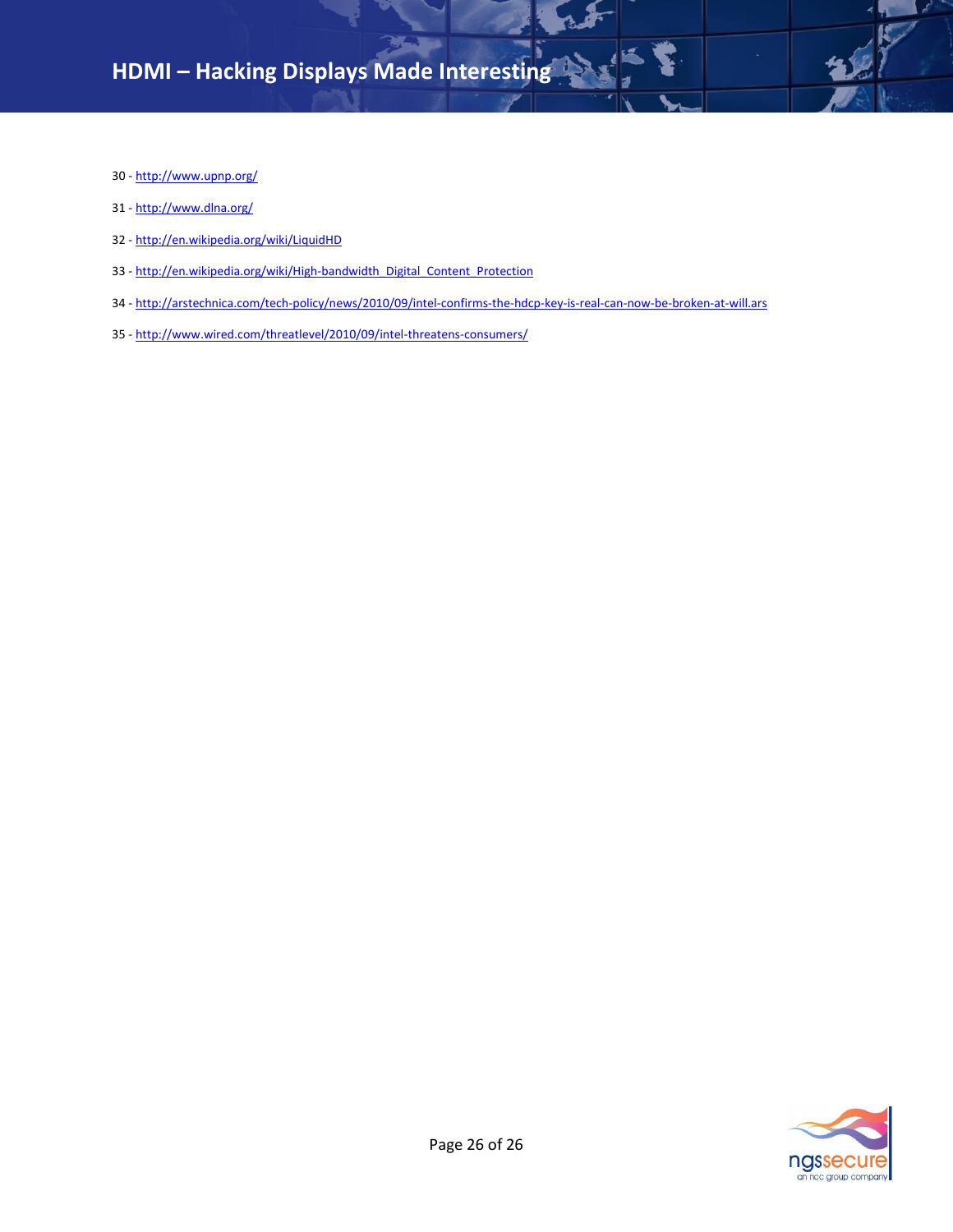30 - http://www.upnp.org/

31 - http://www.dlna.org/

32 - http://en.wikipedia.org/wiki/LiquidHD

33 - http://en.wikipedia.org/wiki/High-bandwidth_Digital_Content_Protection

34 - http://arstechnica.com/tech-policy/news/2010/09/intel-confirms-the-hdcp-key-is-real-can-now-be-broken-at-will.ars

35 - http://www.wired.com/threatlevel/2010/09/intel-threatens-consumers/